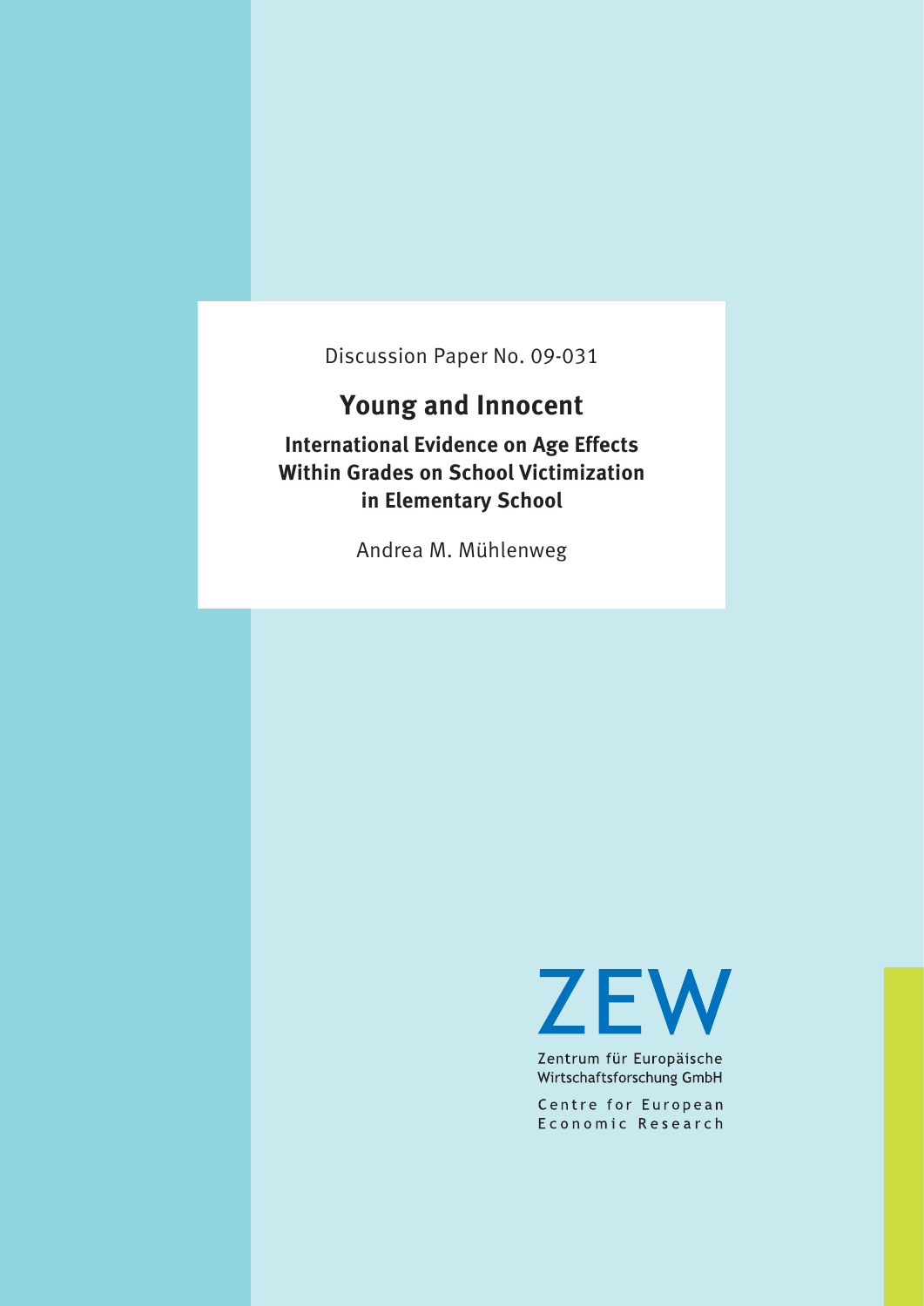Discussion Paper No. 09-031

# Young and Innocent

## International Evidence on Age Effects Within Grades on School Victimization in Elementary School

Andrea M. Mühlenweg

ZEW

Zentrum für Europäische Wirtschaftsforschung GmbH

Centre for European Economic Research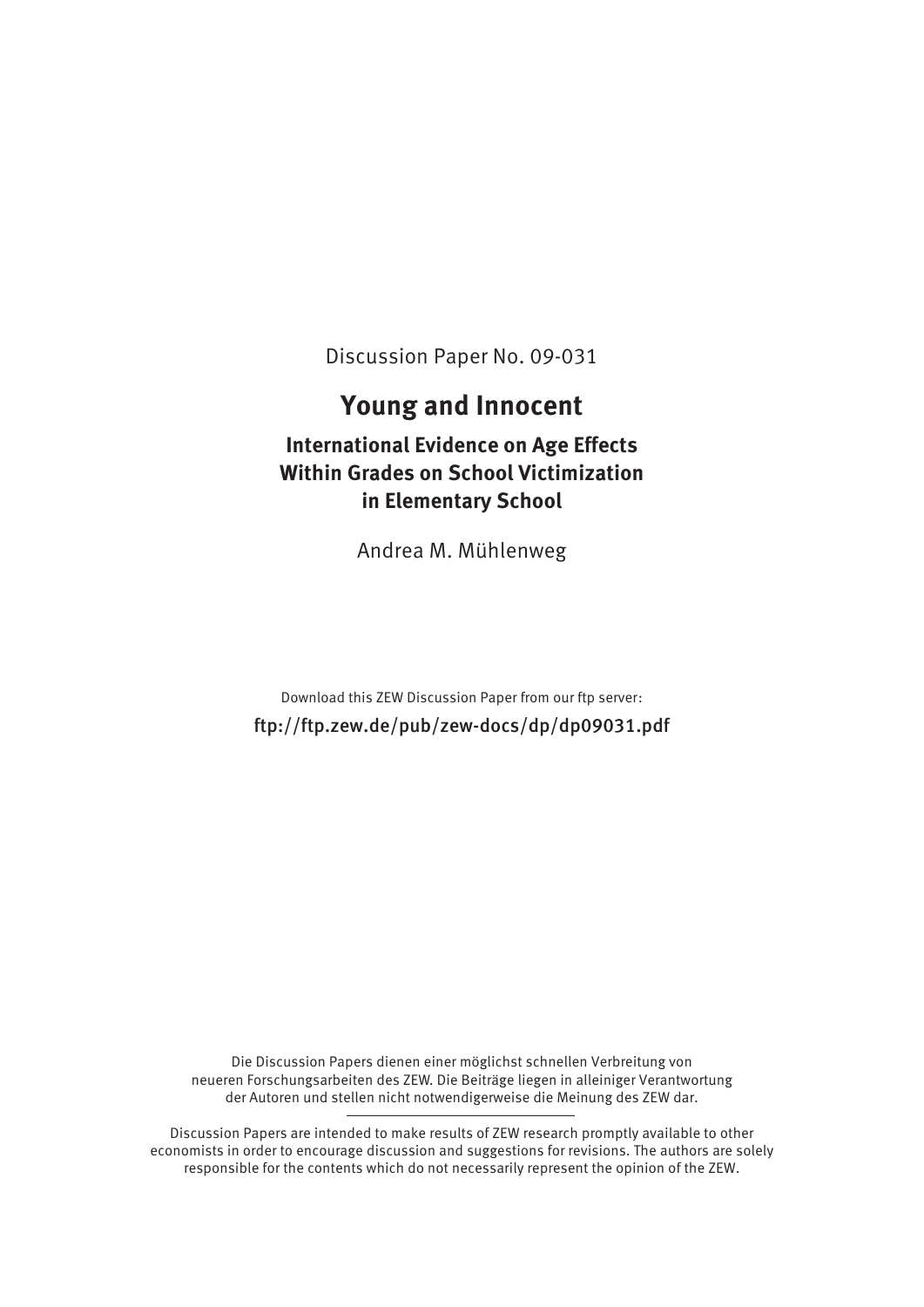Discussion Paper No. 09-031

# Young and Innocent

## International Evidence on Age Effects Within Grades on School Victimization in Elementary School

Andrea M. Mühlenweg

Download this ZEW Discussion Paper from our ftp server:

ftp://ftp.zew.de/pub/zew-docs/dp/dp09031.pdf

Die Discussion Papers dienen einer möglichst schnellen Verbreitung von neueren Forschungsarbeiten des ZEW. Die Beiträge liegen in alleiniger Verantwortung der Autoren und stellen nicht notwendigerweise die Meinung des ZEW dar.

---

Discussion Papers are intended to make results of ZEW research promptly available to other economists in order to encourage discussion and suggestions for revisions. The authors are solely responsible for the contents which do not necessarily represent the opinion of the ZEW.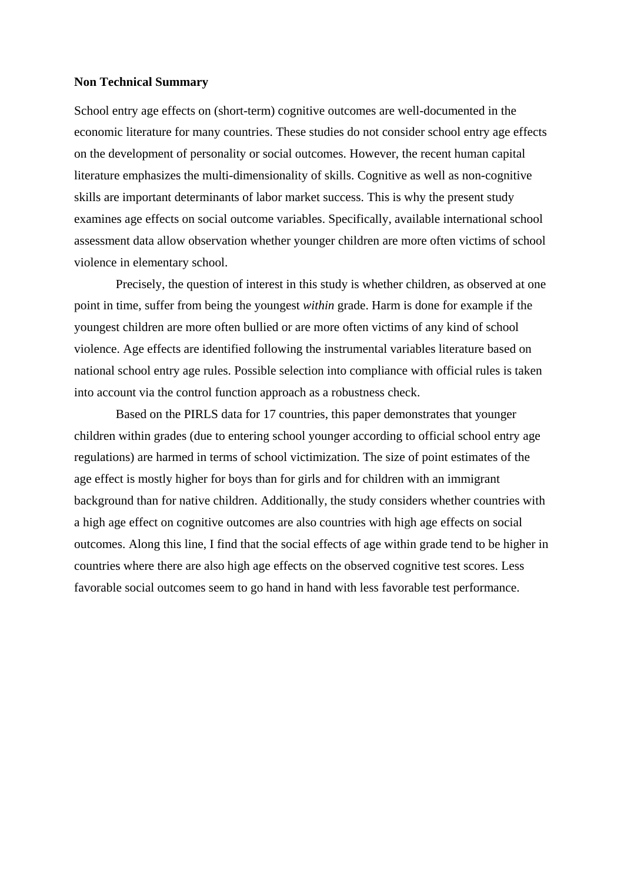**Non Technical Summary**

School entry age effects on (short-term) cognitive outcomes are well-documented in the economic literature for many countries. These studies do not consider school entry age effects on the development of personality or social outcomes. However, the recent human capital literature emphasizes the multi-dimensionality of skills. Cognitive as well as non-cognitive skills are important determinants of labor market success. This is why the present study examines age effects on social outcome variables. Specifically, available international school assessment data allow observation whether younger children are more often victims of school violence in elementary school.

Precisely, the question of interest in this study is whether children, as observed at one point in time, suffer from being the youngest *within* grade. Harm is done for example if the youngest children are more often bullied or are more often victims of any kind of school violence. Age effects are identified following the instrumental variables literature based on national school entry age rules. Possible selection into compliance with official rules is taken into account via the control function approach as a robustness check.

Based on the PIRLS data for 17 countries, this paper demonstrates that younger children within grades (due to entering school younger according to official school entry age regulations) are harmed in terms of school victimization. The size of point estimates of the age effect is mostly higher for boys than for girls and for children with an immigrant background than for native children. Additionally, the study considers whether countries with a high age effect on cognitive outcomes are also countries with high age effects on social outcomes. Along this line, I find that the social effects of age within grade tend to be higher in countries where there are also high age effects on the observed cognitive test scores. Less favorable social outcomes seem to go hand in hand with less favorable test performance.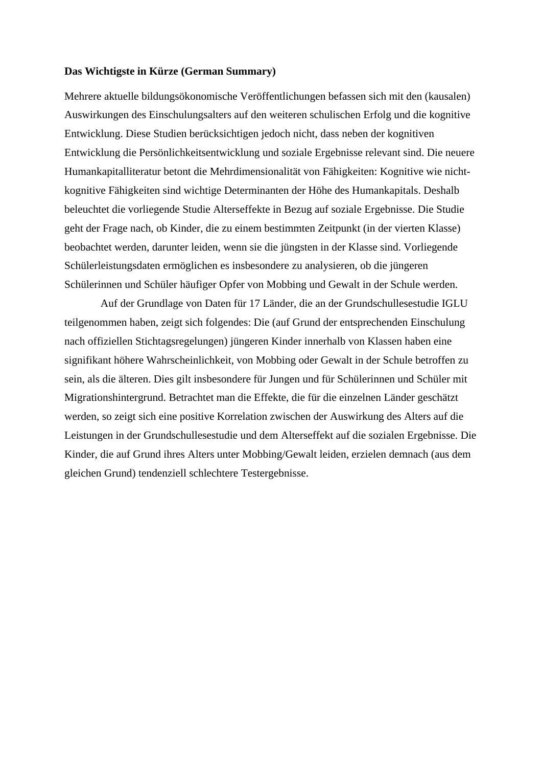**Das Wichtigste in Kürze (German Summary)**

Mehrere aktuelle bildungsökonomische Veröffentlichungen befassen sich mit den (kausalen) Auswirkungen des Einschulungsalters auf den weiteren schulischen Erfolg und die kognitive Entwicklung. Diese Studien berücksichtigen jedoch nicht, dass neben der kognitiven Entwicklung die Persönlichkeitsentwicklung und soziale Ergebnisse relevant sind. Die neuere Humankapitalliteratur betont die Mehrdimensionalität von Fähigkeiten: Kognitive wie nicht-kognitive Fähigkeiten sind wichtige Determinanten der Höhe des Humankapitals. Deshalb beleuchtet die vorliegende Studie Alterseffekte in Bezug auf soziale Ergebnisse. Die Studie geht der Frage nach, ob Kinder, die zu einem bestimmten Zeitpunkt (in der vierten Klasse) beobachtet werden, darunter leiden, wenn sie die jüngsten in der Klasse sind. Vorliegende Schülerleistungsdaten ermöglichen es insbesondere zu analysieren, ob die jüngeren Schülerinnen und Schüler häufiger Opfer von Mobbing und Gewalt in der Schule werden.

Auf der Grundlage von Daten für 17 Länder, die an der Grundschullesestudie IGLU teilgenommen haben, zeigt sich folgendes: Die (auf Grund der entsprechenden Einschulung nach offiziellen Stichtagsregelungen) jüngeren Kinder innerhalb von Klassen haben eine signifikant höhere Wahrscheinlichkeit, von Mobbing oder Gewalt in der Schule betroffen zu sein, als die älteren. Dies gilt insbesondere für Jungen und für Schülerinnen und Schüler mit Migrationshintergrund. Betrachtet man die Effekte, die für die einzelnen Länder geschätzt werden, so zeigt sich eine positive Korrelation zwischen der Auswirkung des Alters auf die Leistungen in der Grundschullesestudie und dem Alterseffekt auf die sozialen Ergebnisse. Die Kinder, die auf Grund ihres Alters unter Mobbing/Gewalt leiden, erzielen demnach (aus dem gleichen Grund) tendenziell schlechtere Testergebnisse.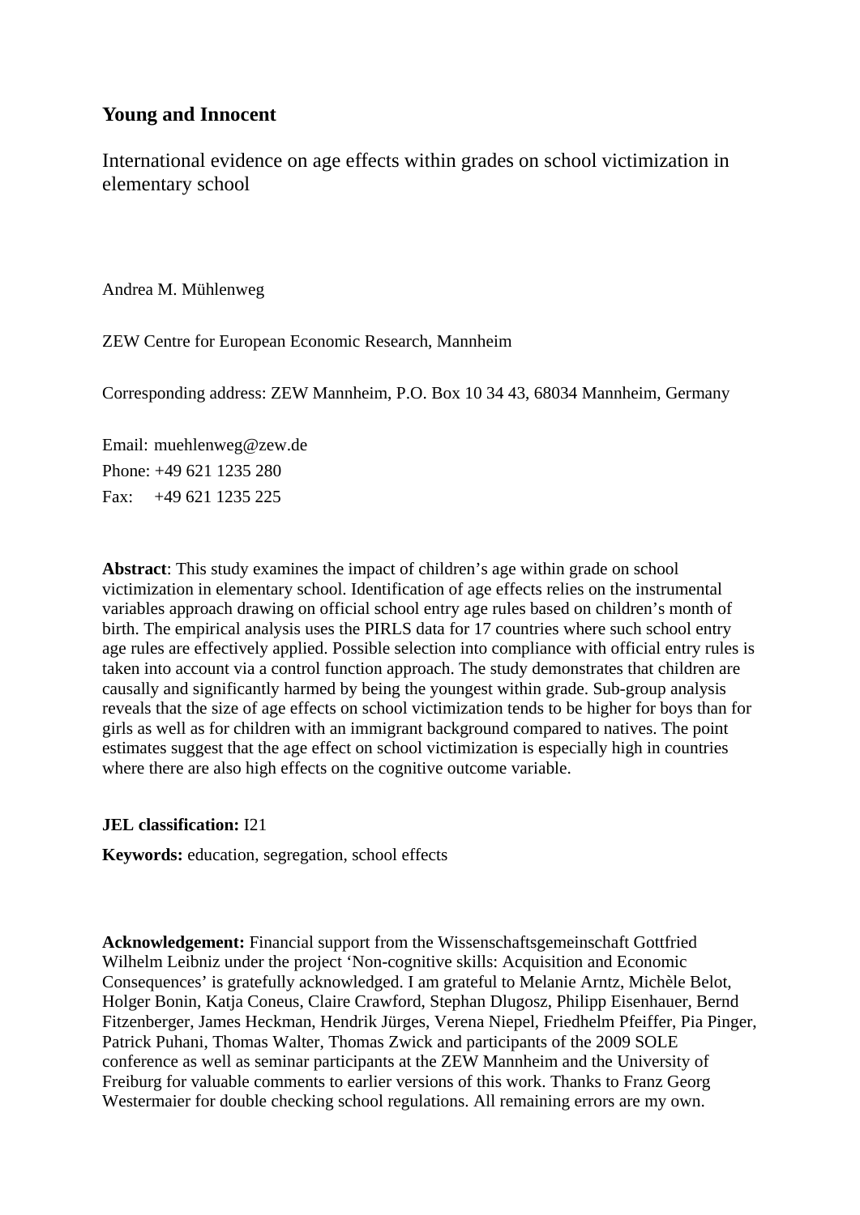# Young and Innocent

International evidence on age effects within grades on school victimization in elementary school

Andrea M. Mühlenweg

ZEW Centre for European Economic Research, Mannheim

Corresponding address: ZEW Mannheim, P.O. Box 10 34 43, 68034 Mannheim, Germany

Email: muehlenweg@zew.de
Phone: +49 621 1235 280
Fax: +49 621 1235 225

**Abstract**: This study examines the impact of children's age within grade on school victimization in elementary school. Identification of age effects relies on the instrumental variables approach drawing on official school entry age rules based on children's month of birth. The empirical analysis uses the PIRLS data for 17 countries where such school entry age rules are effectively applied. Possible selection into compliance with official entry rules is taken into account via a control function approach. The study demonstrates that children are causally and significantly harmed by being the youngest within grade. Sub-group analysis reveals that the size of age effects on school victimization tends to be higher for boys than for girls as well as for children with an immigrant background compared to natives. The point estimates suggest that the age effect on school victimization is especially high in countries where there are also high effects on the cognitive outcome variable.

**JEL classification:** I21

**Keywords:** education, segregation, school effects

**Acknowledgement:** Financial support from the Wissenschaftsgemeinschaft Gottfried Wilhelm Leibniz under the project 'Non-cognitive skills: Acquisition and Economic Consequences' is gratefully acknowledged. I am grateful to Melanie Arntz, Michèle Belot, Holger Bonin, Katja Coneus, Claire Crawford, Stephan Dlugosz, Philipp Eisenhauer, Bernd Fitzenberger, James Heckman, Hendrik Jürges, Verena Niepel, Friedhelm Pfeiffer, Pia Pinger, Patrick Puhani, Thomas Walter, Thomas Zwick and participants of the 2009 SOLE conference as well as seminar participants at the ZEW Mannheim and the University of Freiburg for valuable comments to earlier versions of this work. Thanks to Franz Georg Westermaier for double checking school regulations. All remaining errors are my own.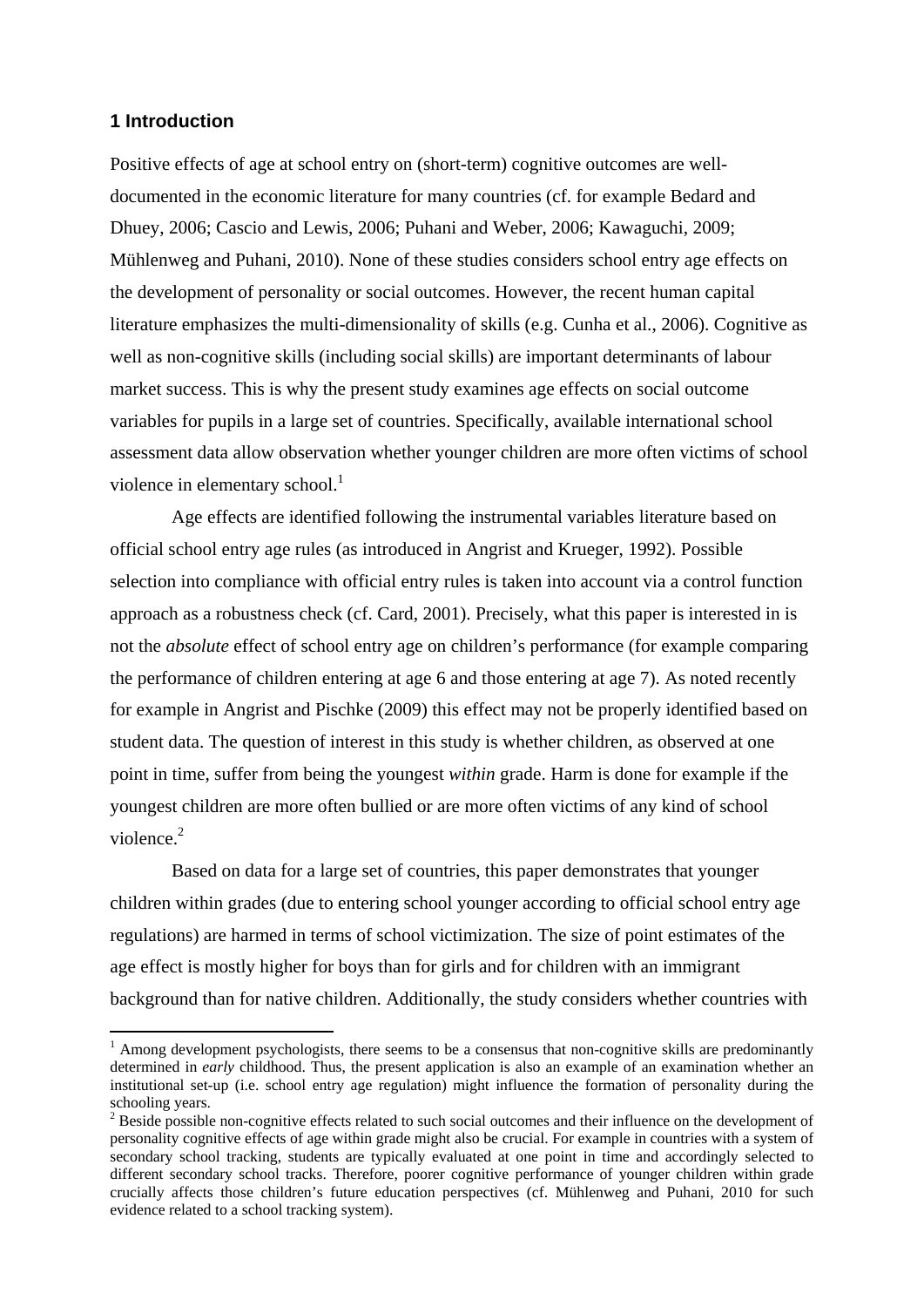## 1 Introduction

Positive effects of age at school entry on (short-term) cognitive outcomes are well-documented in the economic literature for many countries (cf. for example Bedard and Dhuey, 2006; Cascio and Lewis, 2006; Puhani and Weber, 2006; Kawaguchi, 2009; Mühlenweg and Puhani, 2010). None of these studies considers school entry age effects on the development of personality or social outcomes. However, the recent human capital literature emphasizes the multi-dimensionality of skills (e.g. Cunha et al., 2006). Cognitive as well as non-cognitive skills (including social skills) are important determinants of labour market success. This is why the present study examines age effects on social outcome variables for pupils in a large set of countries. Specifically, available international school assessment data allow observation whether younger children are more often victims of school violence in elementary school.[1]

Age effects are identified following the instrumental variables literature based on official school entry age rules (as introduced in Angrist and Krueger, 1992). Possible selection into compliance with official entry rules is taken into account via a control function approach as a robustness check (cf. Card, 2001). Precisely, what this paper is interested in is not the *absolute* effect of school entry age on children's performance (for example comparing the performance of children entering at age 6 and those entering at age 7). As noted recently for example in Angrist and Pischke (2009) this effect may not be properly identified based on student data. The question of interest in this study is whether children, as observed at one point in time, suffer from being the youngest *within* grade. Harm is done for example if the youngest children are more often bullied or are more often victims of any kind of school violence.[2]

Based on data for a large set of countries, this paper demonstrates that younger children within grades (due to entering school younger according to official school entry age regulations) are harmed in terms of school victimization. The size of point estimates of the age effect is mostly higher for boys than for girls and for children with an immigrant background than for native children. Additionally, the study considers whether countries with

---

[1] Among development psychologists, there seems to be a consensus that non-cognitive skills are predominantly determined in *early* childhood. Thus, the present application is also an example of an examination whether an institutional set-up (i.e. school entry age regulation) might influence the formation of personality during the schooling years.

[2] Beside possible non-cognitive effects related to such social outcomes and their influence on the development of personality cognitive effects of age within grade might also be crucial. For example in countries with a system of secondary school tracking, students are typically evaluated at one point in time and accordingly selected to different secondary school tracks. Therefore, poorer cognitive performance of younger children within grade crucially affects those children's future education perspectives (cf. Mühlenweg and Puhani, 2010 for such evidence related to a school tracking system).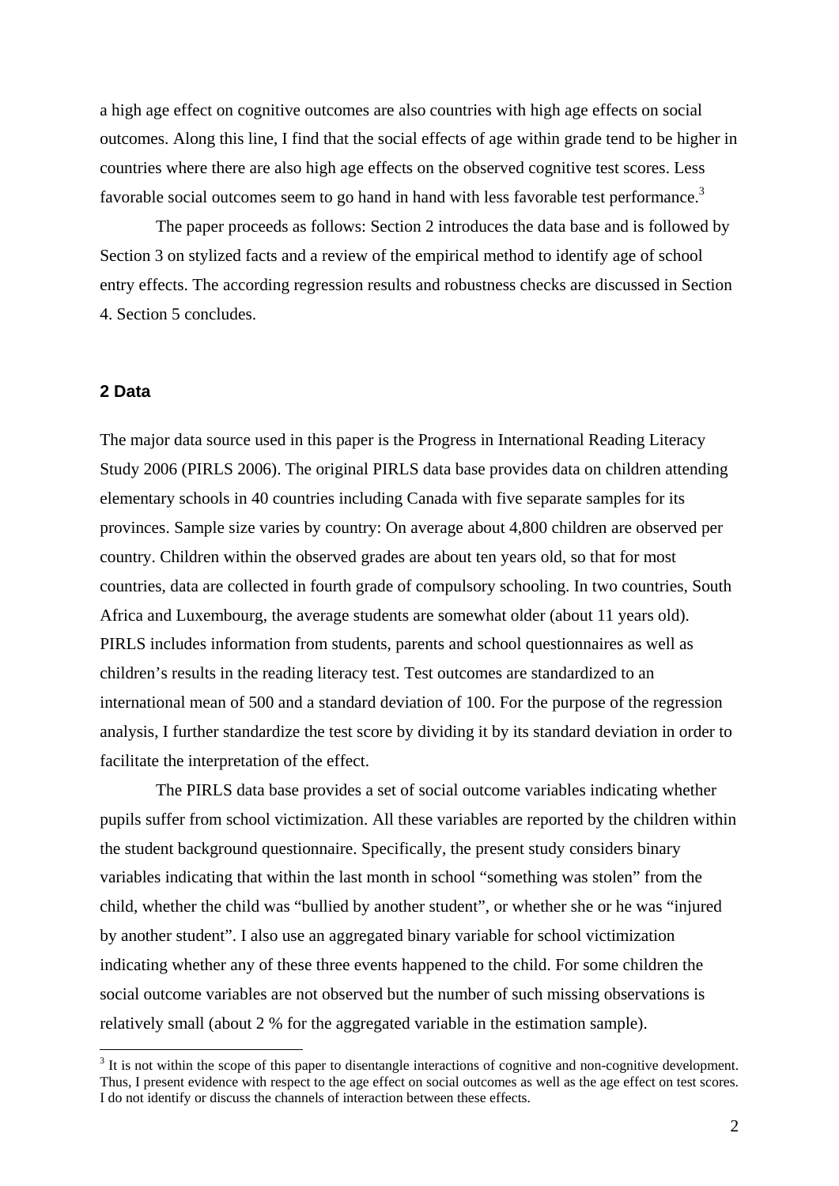a high age effect on cognitive outcomes are also countries with high age effects on social outcomes. Along this line, I find that the social effects of age within grade tend to be higher in countries where there are also high age effects on the observed cognitive test scores. Less favorable social outcomes seem to go hand in hand with less favorable test performance.[3]

The paper proceeds as follows: Section 2 introduces the data base and is followed by Section 3 on stylized facts and a review of the empirical method to identify age of school entry effects. The according regression results and robustness checks are discussed in Section 4. Section 5 concludes.

## 2 Data

The major data source used in this paper is the Progress in International Reading Literacy Study 2006 (PIRLS 2006). The original PIRLS data base provides data on children attending elementary schools in 40 countries including Canada with five separate samples for its provinces. Sample size varies by country: On average about 4,800 children are observed per country. Children within the observed grades are about ten years old, so that for most countries, data are collected in fourth grade of compulsory schooling. In two countries, South Africa and Luxembourg, the average students are somewhat older (about 11 years old). PIRLS includes information from students, parents and school questionnaires as well as children's results in the reading literacy test. Test outcomes are standardized to an international mean of 500 and a standard deviation of 100. For the purpose of the regression analysis, I further standardize the test score by dividing it by its standard deviation in order to facilitate the interpretation of the effect.

The PIRLS data base provides a set of social outcome variables indicating whether pupils suffer from school victimization. All these variables are reported by the children within the student background questionnaire. Specifically, the present study considers binary variables indicating that within the last month in school "something was stolen" from the child, whether the child was "bullied by another student", or whether she or he was "injured by another student". I also use an aggregated binary variable for school victimization indicating whether any of these three events happened to the child. For some children the social outcome variables are not observed but the number of such missing observations is relatively small (about 2 % for the aggregated variable in the estimation sample).

[3] It is not within the scope of this paper to disentangle interactions of cognitive and non-cognitive development. Thus, I present evidence with respect to the age effect on social outcomes as well as the age effect on test scores. I do not identify or discuss the channels of interaction between these effects.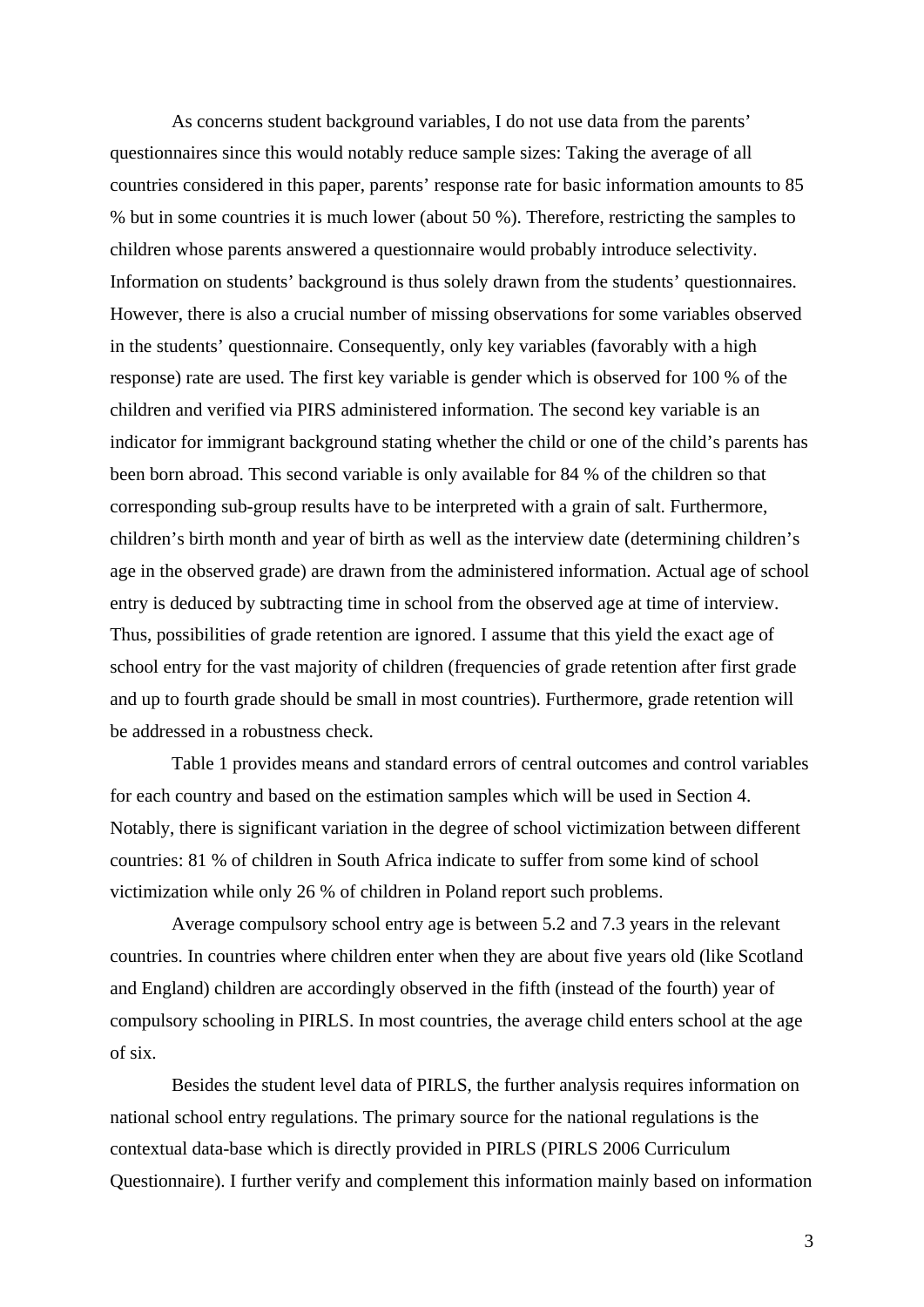As concerns student background variables, I do not use data from the parents' questionnaires since this would notably reduce sample sizes: Taking the average of all countries considered in this paper, parents' response rate for basic information amounts to 85 % but in some countries it is much lower (about 50 %). Therefore, restricting the samples to children whose parents answered a questionnaire would probably introduce selectivity. Information on students' background is thus solely drawn from the students' questionnaires. However, there is also a crucial number of missing observations for some variables observed in the students' questionnaire. Consequently, only key variables (favorably with a high response) rate are used. The first key variable is gender which is observed for 100 % of the children and verified via PIRS administered information. The second key variable is an indicator for immigrant background stating whether the child or one of the child's parents has been born abroad. This second variable is only available for 84 % of the children so that corresponding sub-group results have to be interpreted with a grain of salt. Furthermore, children's birth month and year of birth as well as the interview date (determining children's age in the observed grade) are drawn from the administered information. Actual age of school entry is deduced by subtracting time in school from the observed age at time of interview. Thus, possibilities of grade retention are ignored. I assume that this yield the exact age of school entry for the vast majority of children (frequencies of grade retention after first grade and up to fourth grade should be small in most countries). Furthermore, grade retention will be addressed in a robustness check.

Table 1 provides means and standard errors of central outcomes and control variables for each country and based on the estimation samples which will be used in Section 4. Notably, there is significant variation in the degree of school victimization between different countries: 81 % of children in South Africa indicate to suffer from some kind of school victimization while only 26 % of children in Poland report such problems.

Average compulsory school entry age is between 5.2 and 7.3 years in the relevant countries. In countries where children enter when they are about five years old (like Scotland and England) children are accordingly observed in the fifth (instead of the fourth) year of compulsory schooling in PIRLS. In most countries, the average child enters school at the age of six.

Besides the student level data of PIRLS, the further analysis requires information on national school entry regulations. The primary source for the national regulations is the contextual data-base which is directly provided in PIRLS (PIRLS 2006 Curriculum Questionnaire). I further verify and complement this information mainly based on information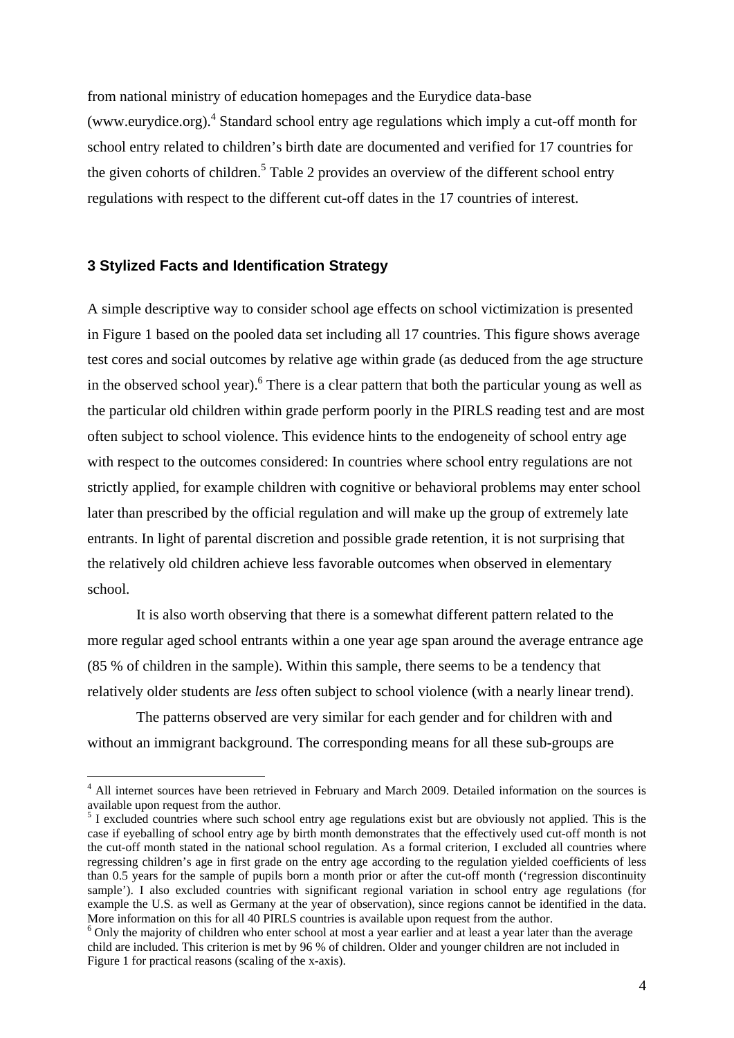from national ministry of education homepages and the Eurydice data-base (www.eurydice.org).[4] Standard school entry age regulations which imply a cut-off month for school entry related to children's birth date are documented and verified for 17 countries for the given cohorts of children.[5] Table 2 provides an overview of the different school entry regulations with respect to the different cut-off dates in the 17 countries of interest.

## 3 Stylized Facts and Identification Strategy

A simple descriptive way to consider school age effects on school victimization is presented in Figure 1 based on the pooled data set including all 17 countries. This figure shows average test cores and social outcomes by relative age within grade (as deduced from the age structure in the observed school year).[6] There is a clear pattern that both the particular young as well as the particular old children within grade perform poorly in the PIRLS reading test and are most often subject to school violence. This evidence hints to the endogeneity of school entry age with respect to the outcomes considered: In countries where school entry regulations are not strictly applied, for example children with cognitive or behavioral problems may enter school later than prescribed by the official regulation and will make up the group of extremely late entrants. In light of parental discretion and possible grade retention, it is not surprising that the relatively old children achieve less favorable outcomes when observed in elementary school.

It is also worth observing that there is a somewhat different pattern related to the more regular aged school entrants within a one year age span around the average entrance age (85 % of children in the sample). Within this sample, there seems to be a tendency that relatively older students are *less* often subject to school violence (with a nearly linear trend).

The patterns observed are very similar for each gender and for children with and without an immigrant background. The corresponding means for all these sub-groups are

---

[4] All internet sources have been retrieved in February and March 2009. Detailed information on the sources is available upon request from the author.

[5] I excluded countries where such school entry age regulations exist but are obviously not applied. This is the case if eyeballing of school entry age by birth month demonstrates that the effectively used cut-off month is not the cut-off month stated in the national school regulation. As a formal criterion, I excluded all countries where regressing children's age in first grade on the entry age according to the regulation yielded coefficients of less than 0.5 years for the sample of pupils born a month prior or after the cut-off month ('regression discontinuity sample'). I also excluded countries with significant regional variation in school entry age regulations (for example the U.S. as well as Germany at the year of observation), since regions cannot be identified in the data. More information on this for all 40 PIRLS countries is available upon request from the author.

[6] Only the majority of children who enter school at most a year earlier and at least a year later than the average child are included. This criterion is met by 96 % of children. Older and younger children are not included in Figure 1 for practical reasons (scaling of the x-axis).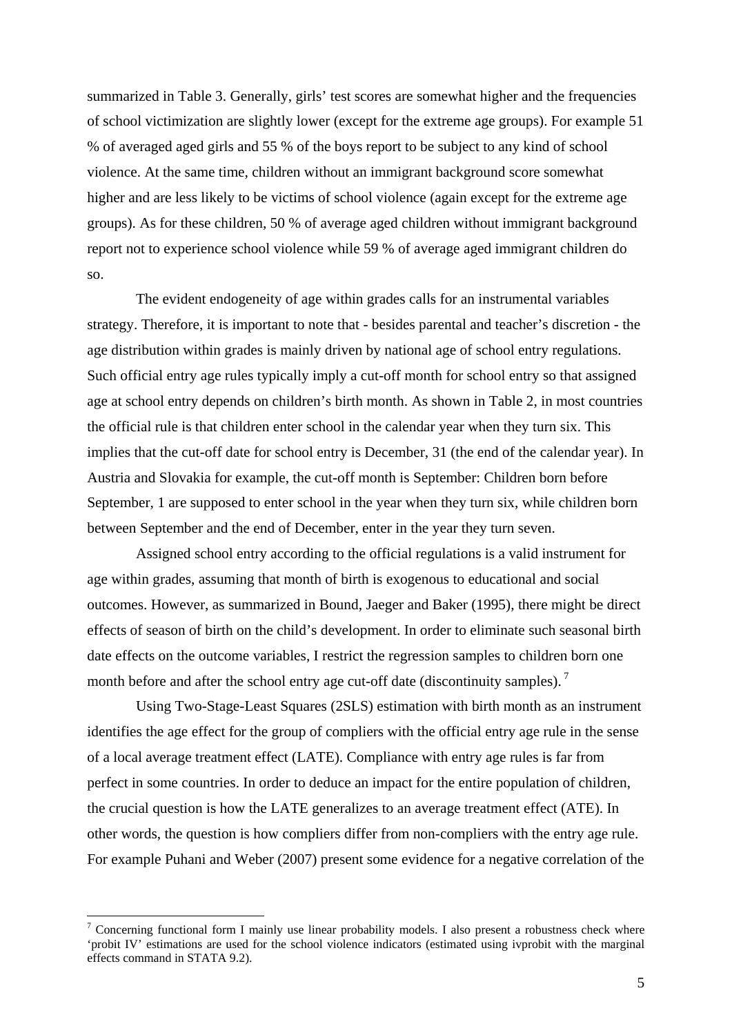summarized in Table 3. Generally, girls' test scores are somewhat higher and the frequencies of school victimization are slightly lower (except for the extreme age groups). For example 51 % of averaged aged girls and 55 % of the boys report to be subject to any kind of school violence. At the same time, children without an immigrant background score somewhat higher and are less likely to be victims of school violence (again except for the extreme age groups). As for these children, 50 % of average aged children without immigrant background report not to experience school violence while 59 % of average aged immigrant children do so.

The evident endogeneity of age within grades calls for an instrumental variables strategy. Therefore, it is important to note that - besides parental and teacher's discretion - the age distribution within grades is mainly driven by national age of school entry regulations. Such official entry age rules typically imply a cut-off month for school entry so that assigned age at school entry depends on children's birth month. As shown in Table 2, in most countries the official rule is that children enter school in the calendar year when they turn six. This implies that the cut-off date for school entry is December, 31 (the end of the calendar year). In Austria and Slovakia for example, the cut-off month is September: Children born before September, 1 are supposed to enter school in the year when they turn six, while children born between September and the end of December, enter in the year they turn seven.

Assigned school entry according to the official regulations is a valid instrument for age within grades, assuming that month of birth is exogenous to educational and social outcomes. However, as summarized in Bound, Jaeger and Baker (1995), there might be direct effects of season of birth on the child's development. In order to eliminate such seasonal birth date effects on the outcome variables, I restrict the regression samples to children born one month before and after the school entry age cut-off date (discontinuity samples). [7]

Using Two-Stage-Least Squares (2SLS) estimation with birth month as an instrument identifies the age effect for the group of compliers with the official entry age rule in the sense of a local average treatment effect (LATE). Compliance with entry age rules is far from perfect in some countries. In order to deduce an impact for the entire population of children, the crucial question is how the LATE generalizes to an average treatment effect (ATE). In other words, the question is how compliers differ from non-compliers with the entry age rule. For example Puhani and Weber (2007) present some evidence for a negative correlation of the

[7] Concerning functional form I mainly use linear probability models. I also present a robustness check where 'probit IV' estimations are used for the school violence indicators (estimated using ivprobit with the marginal effects command in STATA 9.2).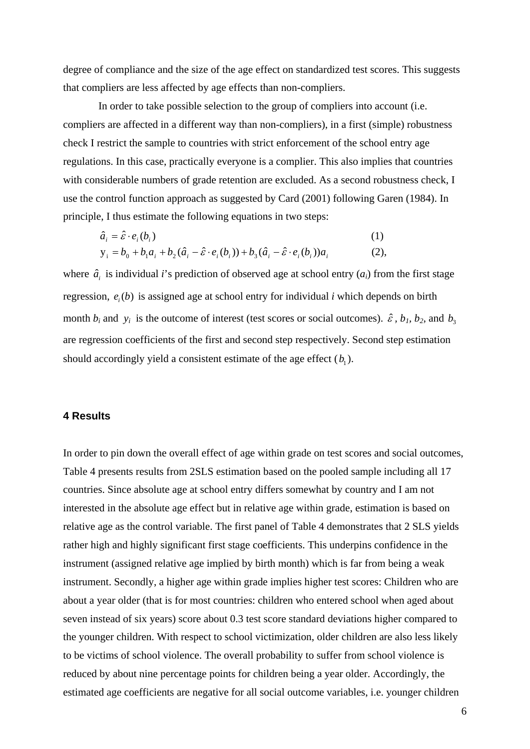degree of compliance and the size of the age effect on standardized test scores. This suggests that compliers are less affected by age effects than non-compliers.

In order to take possible selection to the group of compliers into account (i.e. compliers are affected in a different way than non-compliers), in a first (simple) robustness check I restrict the sample to countries with strict enforcement of the school entry age regulations. In this case, practically everyone is a complier. This also implies that countries with considerable numbers of grade retention are excluded. As a second robustness check, I use the control function approach as suggested by Card (2001) following Garen (1984). In principle, I thus estimate the following equations in two steps:

$$\hat{a}_i = \hat{\varepsilon} \cdot e_i(b_i) \tag{1}$$

$$y_i = b_0 + b_1 a_i + b_2(\hat{a}_i - \hat{\varepsilon} \cdot e_i(b_i)) + b_3(\hat{a}_i - \hat{\varepsilon} \cdot e_i(b_i))a_i \tag{2}$$

where $\hat{a}_i$ is individual $i$'s prediction of observed age at school entry ($a_i$) from the first stage regression, $e_i(b)$ is assigned age at school entry for individual $i$ which depends on birth month $b_i$ and $y_i$ is the outcome of interest (test scores or social outcomes). $\hat{\varepsilon}$, $b_1$, $b_2$, and $b_3$ are regression coefficients of the first and second step respectively. Second step estimation should accordingly yield a consistent estimate of the age effect ($b_1$).

## 4 Results

In order to pin down the overall effect of age within grade on test scores and social outcomes, Table 4 presents results from 2SLS estimation based on the pooled sample including all 17 countries. Since absolute age at school entry differs somewhat by country and I am not interested in the absolute age effect but in relative age within grade, estimation is based on relative age as the control variable. The first panel of Table 4 demonstrates that 2 SLS yields rather high and highly significant first stage coefficients. This underpins confidence in the instrument (assigned relative age implied by birth month) which is far from being a weak instrument. Secondly, a higher age within grade implies higher test scores: Children who are about a year older (that is for most countries: children who entered school when aged about seven instead of six years) score about 0.3 test score standard deviations higher compared to the younger children. With respect to school victimization, older children are also less likely to be victims of school violence. The overall probability to suffer from school violence is reduced by about nine percentage points for children being a year older. Accordingly, the estimated age coefficients are negative for all social outcome variables, i.e. younger children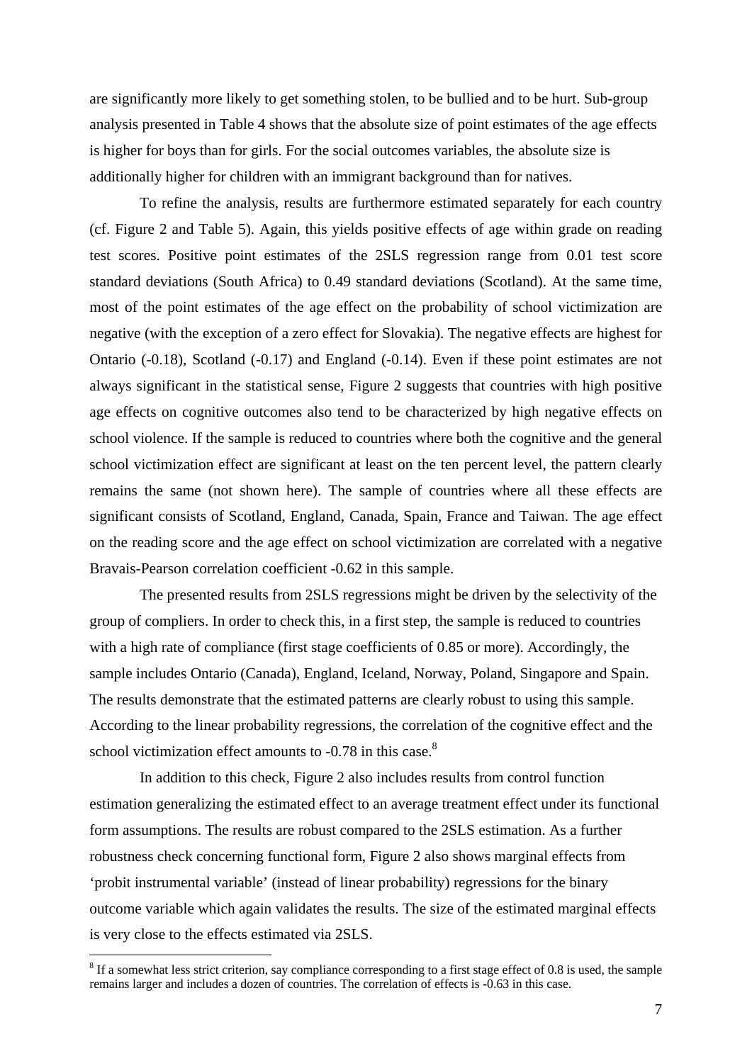are significantly more likely to get something stolen, to be bullied and to be hurt. Sub-group analysis presented in Table 4 shows that the absolute size of point estimates of the age effects is higher for boys than for girls. For the social outcomes variables, the absolute size is additionally higher for children with an immigrant background than for natives.

To refine the analysis, results are furthermore estimated separately for each country (cf. Figure 2 and Table 5). Again, this yields positive effects of age within grade on reading test scores. Positive point estimates of the 2SLS regression range from 0.01 test score standard deviations (South Africa) to 0.49 standard deviations (Scotland). At the same time, most of the point estimates of the age effect on the probability of school victimization are negative (with the exception of a zero effect for Slovakia). The negative effects are highest for Ontario (-0.18), Scotland (-0.17) and England (-0.14). Even if these point estimates are not always significant in the statistical sense, Figure 2 suggests that countries with high positive age effects on cognitive outcomes also tend to be characterized by high negative effects on school violence. If the sample is reduced to countries where both the cognitive and the general school victimization effect are significant at least on the ten percent level, the pattern clearly remains the same (not shown here). The sample of countries where all these effects are significant consists of Scotland, England, Canada, Spain, France and Taiwan. The age effect on the reading score and the age effect on school victimization are correlated with a negative Bravais-Pearson correlation coefficient -0.62 in this sample.

The presented results from 2SLS regressions might be driven by the selectivity of the group of compliers. In order to check this, in a first step, the sample is reduced to countries with a high rate of compliance (first stage coefficients of 0.85 or more). Accordingly, the sample includes Ontario (Canada), England, Iceland, Norway, Poland, Singapore and Spain. The results demonstrate that the estimated patterns are clearly robust to using this sample. According to the linear probability regressions, the correlation of the cognitive effect and the school victimization effect amounts to -0.78 in this case.[8]

In addition to this check, Figure 2 also includes results from control function estimation generalizing the estimated effect to an average treatment effect under its functional form assumptions. The results are robust compared to the 2SLS estimation. As a further robustness check concerning functional form, Figure 2 also shows marginal effects from 'probit instrumental variable' (instead of linear probability) regressions for the binary outcome variable which again validates the results. The size of the estimated marginal effects is very close to the effects estimated via 2SLS.

[8] If a somewhat less strict criterion, say compliance corresponding to a first stage effect of 0.8 is used, the sample remains larger and includes a dozen of countries. The correlation of effects is -0.63 in this case.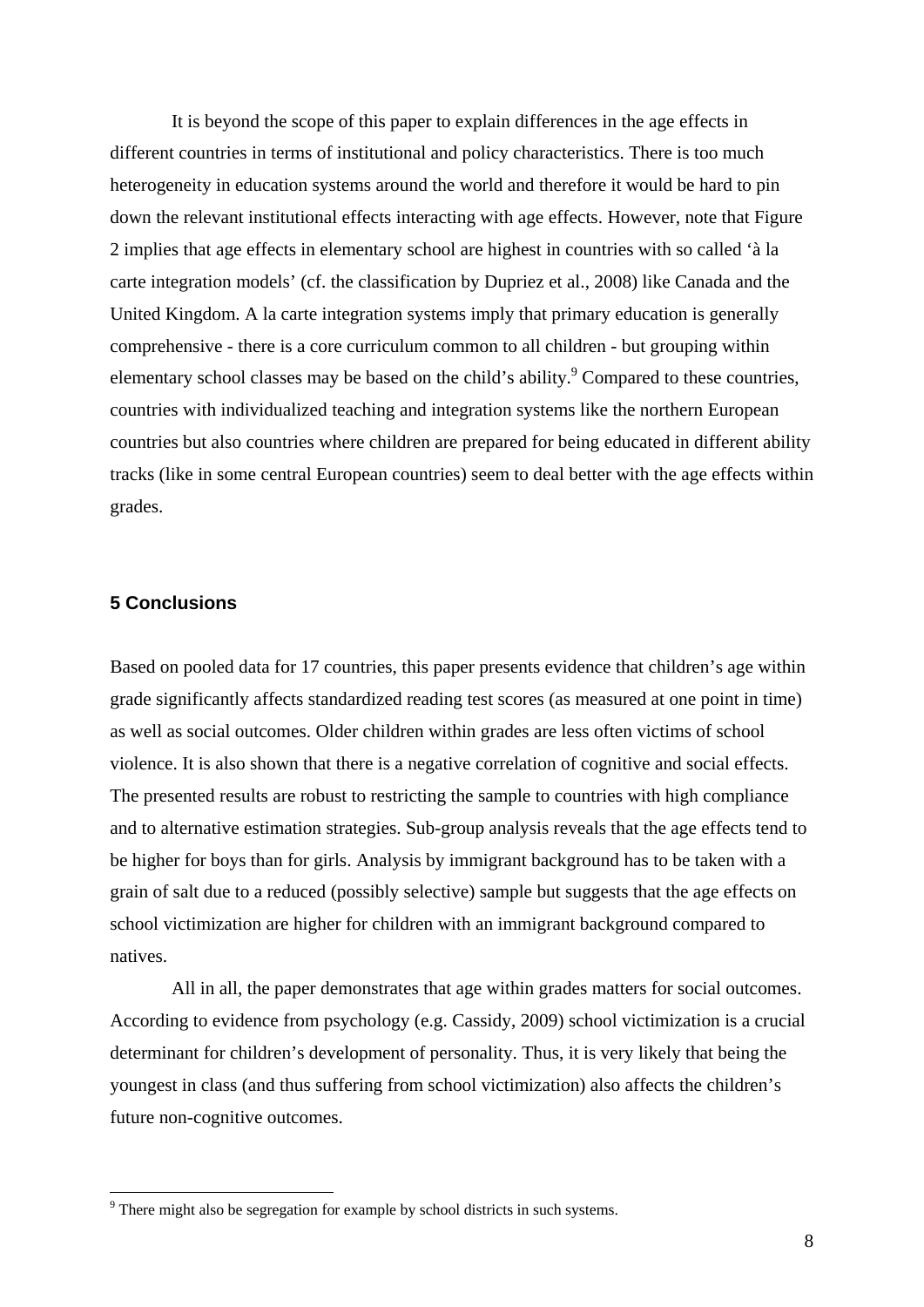It is beyond the scope of this paper to explain differences in the age effects in different countries in terms of institutional and policy characteristics. There is too much heterogeneity in education systems around the world and therefore it would be hard to pin down the relevant institutional effects interacting with age effects. However, note that Figure 2 implies that age effects in elementary school are highest in countries with so called 'à la carte integration models' (cf. the classification by Dupriez et al., 2008) like Canada and the United Kingdom. A la carte integration systems imply that primary education is generally comprehensive - there is a core curriculum common to all children - but grouping within elementary school classes may be based on the child's ability.[9] Compared to these countries, countries with individualized teaching and integration systems like the northern European countries but also countries where children are prepared for being educated in different ability tracks (like in some central European countries) seem to deal better with the age effects within grades.

## 5 Conclusions

Based on pooled data for 17 countries, this paper presents evidence that children's age within grade significantly affects standardized reading test scores (as measured at one point in time) as well as social outcomes. Older children within grades are less often victims of school violence. It is also shown that there is a negative correlation of cognitive and social effects. The presented results are robust to restricting the sample to countries with high compliance and to alternative estimation strategies. Sub-group analysis reveals that the age effects tend to be higher for boys than for girls. Analysis by immigrant background has to be taken with a grain of salt due to a reduced (possibly selective) sample but suggests that the age effects on school victimization are higher for children with an immigrant background compared to natives.

All in all, the paper demonstrates that age within grades matters for social outcomes. According to evidence from psychology (e.g. Cassidy, 2009) school victimization is a crucial determinant for children's development of personality. Thus, it is very likely that being the youngest in class (and thus suffering from school victimization) also affects the children's future non-cognitive outcomes.

---

[9] There might also be segregation for example by school districts in such systems.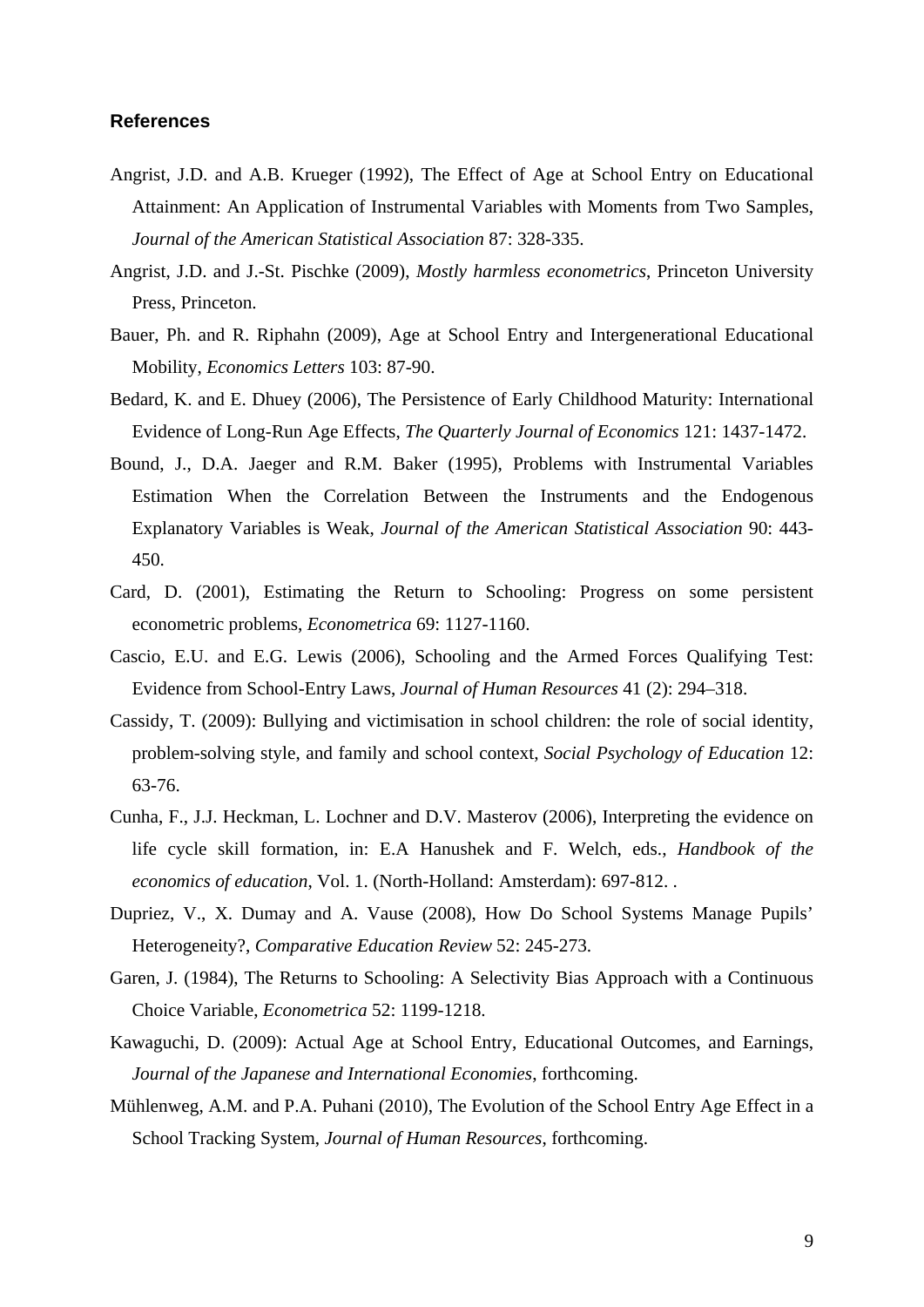## References

Angrist, J.D. and A.B. Krueger (1992), The Effect of Age at School Entry on Educational Attainment: An Application of Instrumental Variables with Moments from Two Samples, *Journal of the American Statistical Association* 87: 328-335.

Angrist, J.D. and J.-St. Pischke (2009), *Mostly harmless econometrics*, Princeton University Press, Princeton.

Bauer, Ph. and R. Riphahn (2009), Age at School Entry and Intergenerational Educational Mobility, *Economics Letters* 103: 87-90.

Bedard, K. and E. Dhuey (2006), The Persistence of Early Childhood Maturity: International Evidence of Long-Run Age Effects, *The Quarterly Journal of Economics* 121: 1437-1472.

Bound, J., D.A. Jaeger and R.M. Baker (1995), Problems with Instrumental Variables Estimation When the Correlation Between the Instruments and the Endogenous Explanatory Variables is Weak, *Journal of the American Statistical Association* 90: 443-450.

Card, D. (2001), Estimating the Return to Schooling: Progress on some persistent econometric problems, *Econometrica* 69: 1127-1160.

Cascio, E.U. and E.G. Lewis (2006), Schooling and the Armed Forces Qualifying Test: Evidence from School-Entry Laws, *Journal of Human Resources* 41 (2): 294–318.

Cassidy, T. (2009): Bullying and victimisation in school children: the role of social identity, problem-solving style, and family and school context, *Social Psychology of Education* 12: 63-76.

Cunha, F., J.J. Heckman, L. Lochner and D.V. Masterov (2006), Interpreting the evidence on life cycle skill formation, in: E.A Hanushek and F. Welch, eds., *Handbook of the economics of education*, Vol. 1. (North-Holland: Amsterdam): 697-812. .

Dupriez, V., X. Dumay and A. Vause (2008), How Do School Systems Manage Pupils' Heterogeneity?, *Comparative Education Review* 52: 245-273.

Garen, J. (1984), The Returns to Schooling: A Selectivity Bias Approach with a Continuous Choice Variable, *Econometrica* 52: 1199-1218.

Kawaguchi, D. (2009): Actual Age at School Entry, Educational Outcomes, and Earnings, *Journal of the Japanese and International Economies*, forthcoming.

Mühlenweg, A.M. and P.A. Puhani (2010), The Evolution of the School Entry Age Effect in a School Tracking System, *Journal of Human Resources*, forthcoming.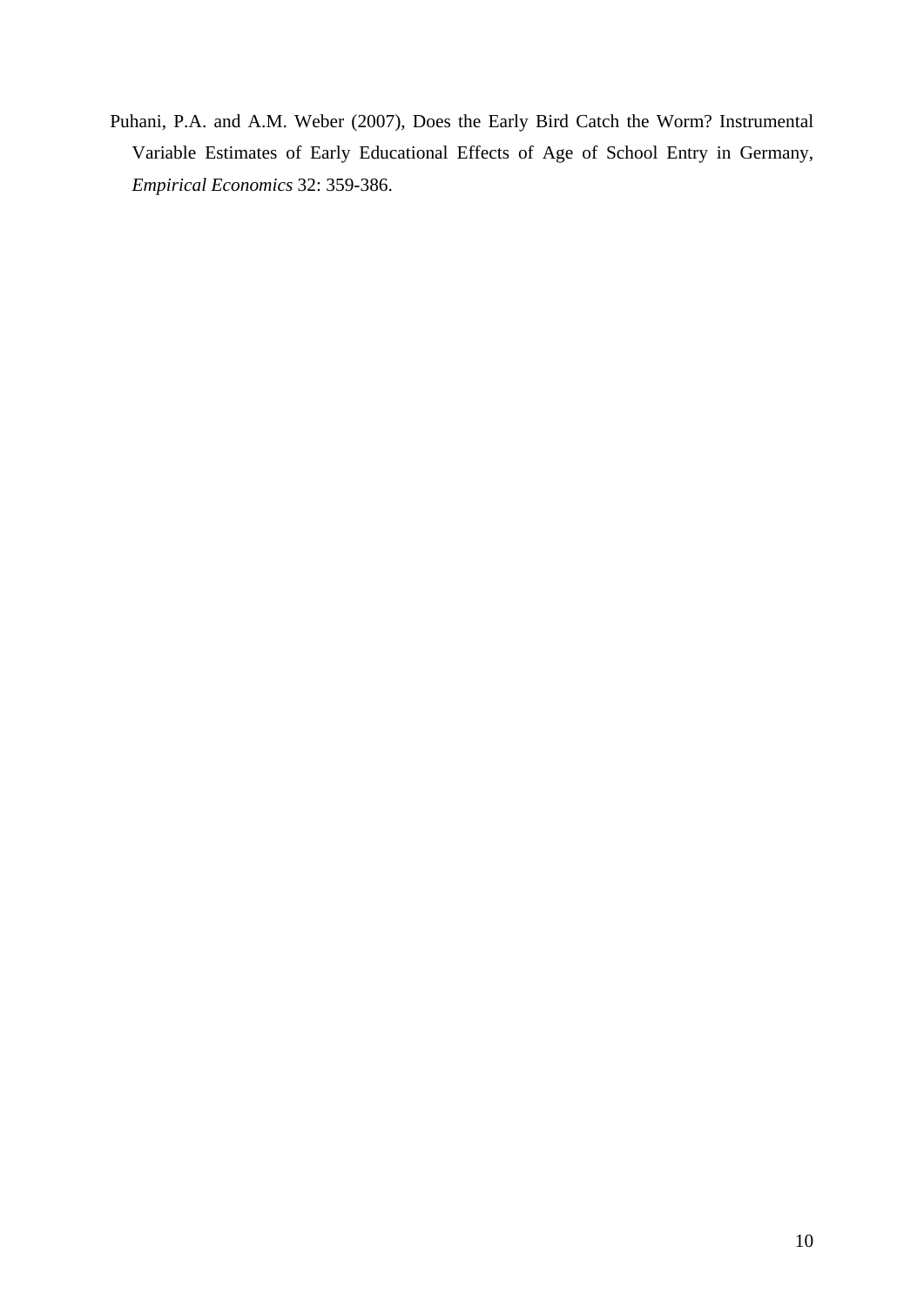Puhani, P.A. and A.M. Weber (2007), Does the Early Bird Catch the Worm? Instrumental Variable Estimates of Early Educational Effects of Age of School Entry in Germany, *Empirical Economics* 32: 359-386.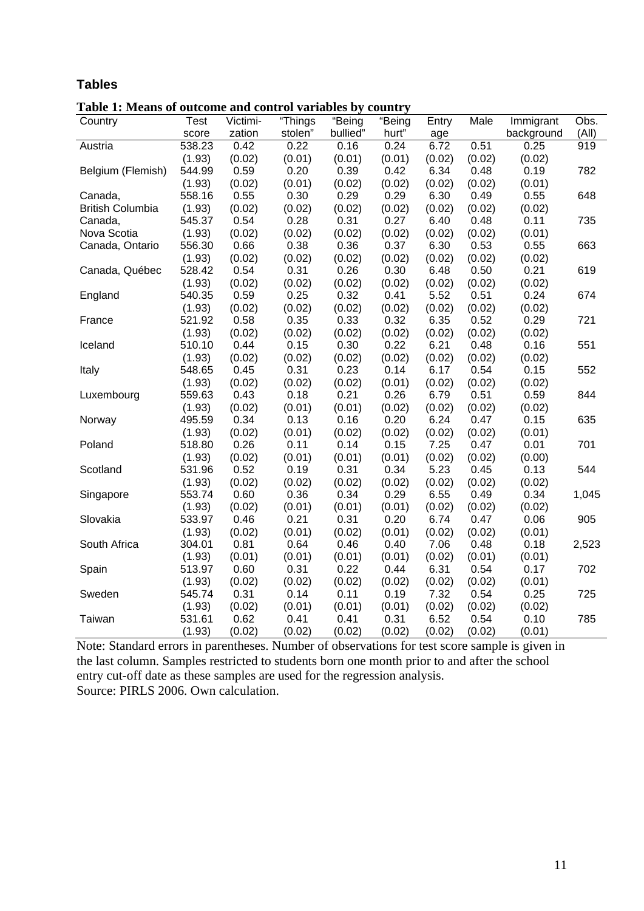## Tables

**Table 1: Means of outcome and control variables by country**

| Country | Test score | Victimi-zation | "Things stolen" | "Being bullied" | "Being hurt" | Entry age | Male | Immigrant background | Obs. (All) |
|---|---|---|---|---|---|---|---|---|---|
| Austria | 538.23 | 0.42 | 0.22 | 0.16 | 0.24 | 6.72 | 0.51 | 0.25 | 919 |
| | (1.93) | (0.02) | (0.01) | (0.01) | (0.01) | (0.02) | (0.02) | (0.02) | |
| Belgium (Flemish) | 544.99 | 0.59 | 0.20 | 0.39 | 0.42 | 6.34 | 0.48 | 0.19 | 782 |
| | (1.93) | (0.02) | (0.01) | (0.02) | (0.02) | (0.02) | (0.02) | (0.01) | |
| Canada, British Columbia | 558.16 | 0.55 | 0.30 | 0.29 | 0.29 | 6.30 | 0.49 | 0.55 | 648 |
| | (1.93) | (0.02) | (0.02) | (0.02) | (0.02) | (0.02) | (0.02) | (0.02) | |
| Canada, Nova Scotia | 545.37 | 0.54 | 0.28 | 0.31 | 0.27 | 6.40 | 0.48 | 0.11 | 735 |
| | (1.93) | (0.02) | (0.02) | (0.02) | (0.02) | (0.02) | (0.02) | (0.01) | |
| Canada, Ontario | 556.30 | 0.66 | 0.38 | 0.36 | 0.37 | 6.30 | 0.53 | 0.55 | 663 |
| | (1.93) | (0.02) | (0.02) | (0.02) | (0.02) | (0.02) | (0.02) | (0.02) | |
| Canada, Québec | 528.42 | 0.54 | 0.31 | 0.26 | 0.30 | 6.48 | 0.50 | 0.21 | 619 |
| | (1.93) | (0.02) | (0.02) | (0.02) | (0.02) | (0.02) | (0.02) | (0.02) | |
| England | 540.35 | 0.59 | 0.25 | 0.32 | 0.41 | 5.52 | 0.51 | 0.24 | 674 |
| | (1.93) | (0.02) | (0.02) | (0.02) | (0.02) | (0.02) | (0.02) | (0.02) | |
| France | 521.92 | 0.58 | 0.35 | 0.33 | 0.32 | 6.35 | 0.52 | 0.29 | 721 |
| | (1.93) | (0.02) | (0.02) | (0.02) | (0.02) | (0.02) | (0.02) | (0.02) | |
| Iceland | 510.10 | 0.44 | 0.15 | 0.30 | 0.22 | 6.21 | 0.48 | 0.16 | 551 |
| | (1.93) | (0.02) | (0.02) | (0.02) | (0.02) | (0.02) | (0.02) | (0.02) | |
| Italy | 548.65 | 0.45 | 0.31 | 0.23 | 0.14 | 6.17 | 0.54 | 0.15 | 552 |
| | (1.93) | (0.02) | (0.02) | (0.02) | (0.01) | (0.02) | (0.02) | (0.02) | |
| Luxembourg | 559.63 | 0.43 | 0.18 | 0.21 | 0.26 | 6.79 | 0.51 | 0.59 | 844 |
| | (1.93) | (0.02) | (0.01) | (0.01) | (0.02) | (0.02) | (0.02) | (0.02) | |
| Norway | 495.59 | 0.34 | 0.13 | 0.16 | 0.20 | 6.24 | 0.47 | 0.15 | 635 |
| | (1.93) | (0.02) | (0.01) | (0.02) | (0.02) | (0.02) | (0.02) | (0.01) | |
| Poland | 518.80 | 0.26 | 0.11 | 0.14 | 0.15 | 7.25 | 0.47 | 0.01 | 701 |
| | (1.93) | (0.02) | (0.01) | (0.01) | (0.01) | (0.02) | (0.02) | (0.00) | |
| Scotland | 531.96 | 0.52 | 0.19 | 0.31 | 0.34 | 5.23 | 0.45 | 0.13 | 544 |
| | (1.93) | (0.02) | (0.02) | (0.02) | (0.02) | (0.02) | (0.02) | (0.02) | |
| Singapore | 553.74 | 0.60 | 0.36 | 0.34 | 0.29 | 6.55 | 0.49 | 0.34 | 1,045 |
| | (1.93) | (0.02) | (0.01) | (0.01) | (0.01) | (0.02) | (0.02) | (0.02) | |
| Slovakia | 533.97 | 0.46 | 0.21 | 0.31 | 0.20 | 6.74 | 0.47 | 0.06 | 905 |
| | (1.93) | (0.02) | (0.01) | (0.02) | (0.01) | (0.02) | (0.02) | (0.01) | |
| South Africa | 304.01 | 0.81 | 0.64 | 0.46 | 0.40 | 7.06 | 0.48 | 0.18 | 2,523 |
| | (1.93) | (0.01) | (0.01) | (0.01) | (0.01) | (0.02) | (0.01) | (0.01) | |
| Spain | 513.97 | 0.60 | 0.31 | 0.22 | 0.44 | 6.31 | 0.54 | 0.17 | 702 |
| | (1.93) | (0.02) | (0.02) | (0.02) | (0.02) | (0.02) | (0.02) | (0.01) | |
| Sweden | 545.74 | 0.31 | 0.14 | 0.11 | 0.19 | 7.32 | 0.54 | 0.25 | 725 |
| | (1.93) | (0.02) | (0.01) | (0.01) | (0.01) | (0.02) | (0.02) | (0.02) | |
| Taiwan | 531.61 | 0.62 | 0.41 | 0.41 | 0.31 | 6.52 | 0.54 | 0.10 | 785 |
| | (1.93) | (0.02) | (0.02) | (0.02) | (0.02) | (0.02) | (0.02) | (0.01) | |

Note: Standard errors in parentheses. Number of observations for test score sample is given in the last column. Samples restricted to students born one month prior to and after the school entry cut-off date as these samples are used for the regression analysis.
Source: PIRLS 2006. Own calculation.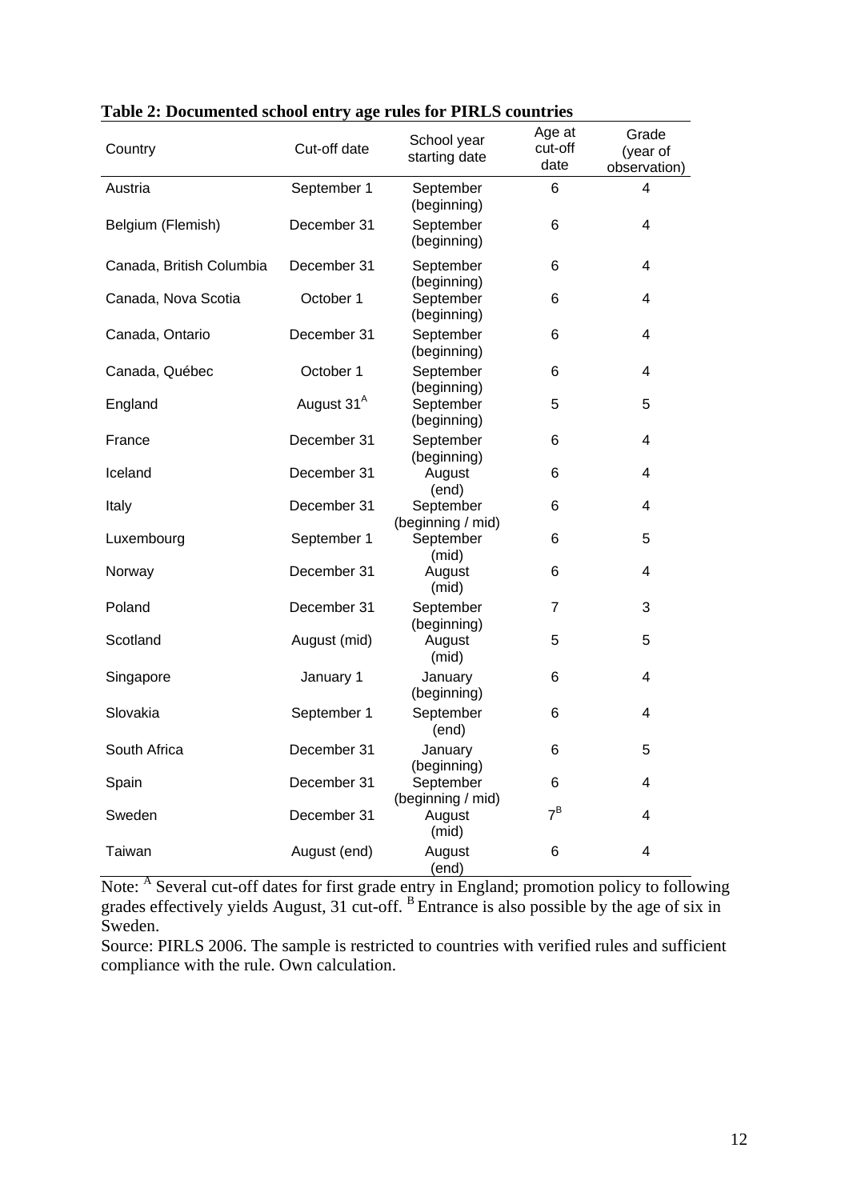**Table 2: Documented school entry age rules for PIRLS countries**

| Country | Cut-off date | School year starting date | Age at cut-off date | Grade (year of observation) |
|---|---|---|---|---|
| Austria | September 1 | September (beginning) | 6 | 4 |
| Belgium (Flemish) | December 31 | September (beginning) | 6 | 4 |
| Canada, British Columbia | December 31 | September (beginning) | 6 | 4 |
| Canada, Nova Scotia | October 1 | September (beginning) | 6 | 4 |
| Canada, Ontario | December 31 | September (beginning) | 6 | 4 |
| Canada, Québec | October 1 | September (beginning) | 6 | 4 |
| England | August 31[A] | September (beginning) | 5 | 5 |
| France | December 31 | September (beginning) | 6 | 4 |
| Iceland | December 31 | August (end) | 6 | 4 |
| Italy | December 31 | September (beginning / mid) | 6 | 4 |
| Luxembourg | September 1 | September (mid) | 6 | 5 |
| Norway | December 31 | August (mid) | 6 | 4 |
| Poland | December 31 | September (beginning) | 7 | 3 |
| Scotland | August (mid) | August (mid) | 5 | 5 |
| Singapore | January 1 | January (beginning) | 6 | 4 |
| Slovakia | September 1 | September (end) | 6 | 4 |
| South Africa | December 31 | January (beginning) | 6 | 5 |
| Spain | December 31 | September (beginning / mid) | 6 | 4 |
| Sweden | December 31 | August (mid) | 7[B] | 4 |
| Taiwan | August (end) | August (end) | 6 | 4 |

Note: [A] Several cut-off dates for first grade entry in England; promotion policy to following grades effectively yields August, 31 cut-off. [B] Entrance is also possible by the age of six in Sweden.

Source: PIRLS 2006. The sample is restricted to countries with verified rules and sufficient compliance with the rule. Own calculation.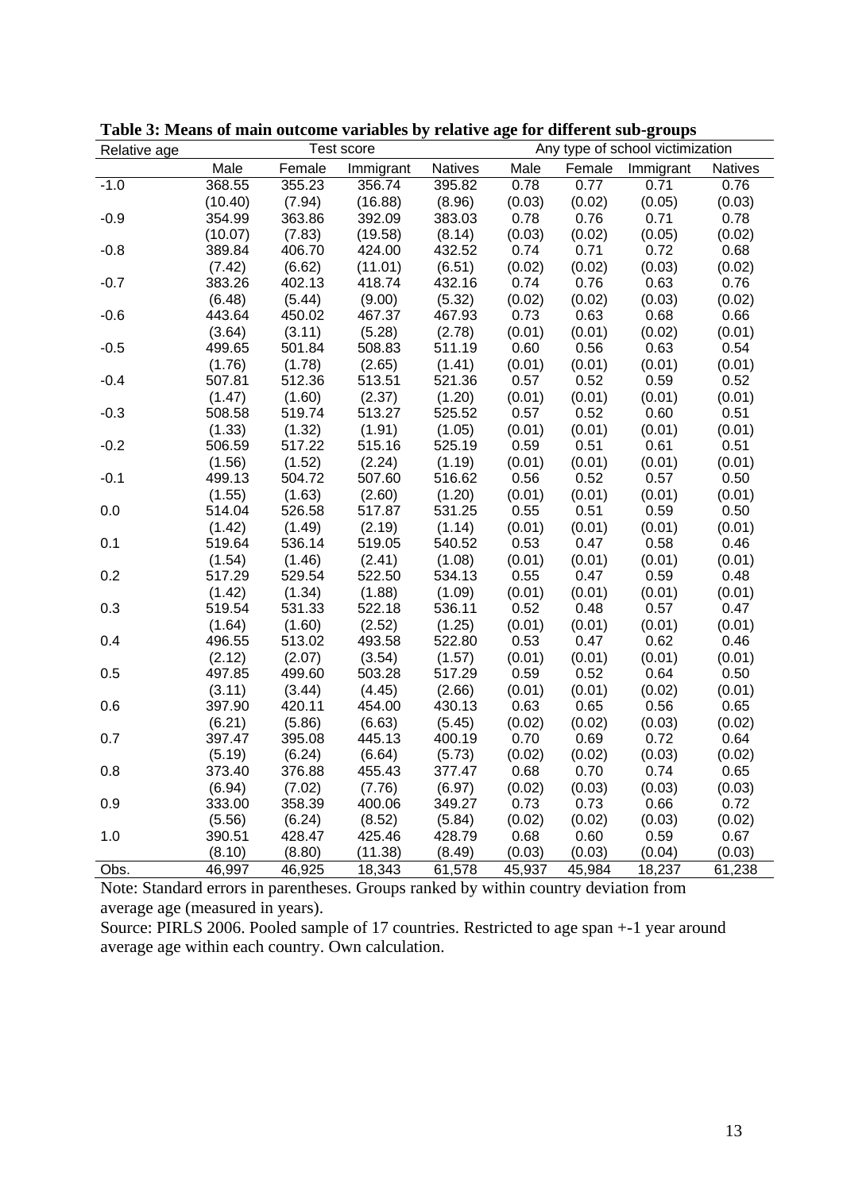**Table 3: Means of main outcome variables by relative age for different sub-groups**

| Relative age | Test score | | | | Any type of school victimization | | | |
|---|---|---|---|---|---|---|---|---|
| | Male | Female | Immigrant | Natives | Male | Female | Immigrant | Natives |
| -1.0 | 368.55 | 355.23 | 356.74 | 395.82 | 0.78 | 0.77 | 0.71 | 0.76 |
| | (10.40) | (7.94) | (16.88) | (8.96) | (0.03) | (0.02) | (0.05) | (0.03) |
| -0.9 | 354.99 | 363.86 | 392.09 | 383.03 | 0.78 | 0.76 | 0.71 | 0.78 |
| | (10.07) | (7.83) | (19.58) | (8.14) | (0.03) | (0.02) | (0.05) | (0.02) |
| -0.8 | 389.84 | 406.70 | 424.00 | 432.52 | 0.74 | 0.71 | 0.72 | 0.68 |
| | (7.42) | (6.62) | (11.01) | (6.51) | (0.02) | (0.02) | (0.03) | (0.02) |
| -0.7 | 383.26 | 402.13 | 418.74 | 432.16 | 0.74 | 0.76 | 0.63 | 0.76 |
| | (6.48) | (5.44) | (9.00) | (5.32) | (0.02) | (0.02) | (0.03) | (0.02) |
| -0.6 | 443.64 | 450.02 | 467.37 | 467.93 | 0.73 | 0.63 | 0.68 | 0.66 |
| | (3.64) | (3.11) | (5.28) | (2.78) | (0.01) | (0.01) | (0.02) | (0.01) |
| -0.5 | 499.65 | 501.84 | 508.83 | 511.19 | 0.60 | 0.56 | 0.63 | 0.54 |
| | (1.76) | (1.78) | (2.65) | (1.41) | (0.01) | (0.01) | (0.01) | (0.01) |
| -0.4 | 507.81 | 512.36 | 513.51 | 521.36 | 0.57 | 0.52 | 0.59 | 0.52 |
| | (1.47) | (1.60) | (2.37) | (1.20) | (0.01) | (0.01) | (0.01) | (0.01) |
| -0.3 | 508.58 | 519.74 | 513.27 | 525.52 | 0.57 | 0.52 | 0.60 | 0.51 |
| | (1.33) | (1.32) | (1.91) | (1.05) | (0.01) | (0.01) | (0.01) | (0.01) |
| -0.2 | 506.59 | 517.22 | 515.16 | 525.19 | 0.59 | 0.51 | 0.61 | 0.51 |
| | (1.56) | (1.52) | (2.24) | (1.19) | (0.01) | (0.01) | (0.01) | (0.01) |
| -0.1 | 499.13 | 504.72 | 507.60 | 516.62 | 0.56 | 0.52 | 0.57 | 0.50 |
| | (1.55) | (1.63) | (2.60) | (1.20) | (0.01) | (0.01) | (0.01) | (0.01) |
| 0.0 | 514.04 | 526.58 | 517.87 | 531.25 | 0.55 | 0.51 | 0.59 | 0.50 |
| | (1.42) | (1.49) | (2.19) | (1.14) | (0.01) | (0.01) | (0.01) | (0.01) |
| 0.1 | 519.64 | 536.14 | 519.05 | 540.52 | 0.53 | 0.47 | 0.58 | 0.46 |
| | (1.54) | (1.46) | (2.41) | (1.08) | (0.01) | (0.01) | (0.01) | (0.01) |
| 0.2 | 517.29 | 529.54 | 522.50 | 534.13 | 0.55 | 0.47 | 0.59 | 0.48 |
| | (1.42) | (1.34) | (1.88) | (1.09) | (0.01) | (0.01) | (0.01) | (0.01) |
| 0.3 | 519.54 | 531.33 | 522.18 | 536.11 | 0.52 | 0.48 | 0.57 | 0.47 |
| | (1.64) | (1.60) | (2.52) | (1.25) | (0.01) | (0.01) | (0.01) | (0.01) |
| 0.4 | 496.55 | 513.02 | 493.58 | 522.80 | 0.53 | 0.47 | 0.62 | 0.46 |
| | (2.12) | (2.07) | (3.54) | (1.57) | (0.01) | (0.01) | (0.01) | (0.01) |
| 0.5 | 497.85 | 499.60 | 503.28 | 517.29 | 0.59 | 0.52 | 0.64 | 0.50 |
| | (3.11) | (3.44) | (4.45) | (2.66) | (0.01) | (0.01) | (0.02) | (0.01) |
| 0.6 | 397.90 | 420.11 | 454.00 | 430.13 | 0.63 | 0.65 | 0.56 | 0.65 |
| | (6.21) | (5.86) | (6.63) | (5.45) | (0.02) | (0.02) | (0.03) | (0.02) |
| 0.7 | 397.47 | 395.08 | 445.13 | 400.19 | 0.70 | 0.69 | 0.72 | 0.64 |
| | (5.19) | (6.24) | (6.64) | (5.73) | (0.02) | (0.02) | (0.03) | (0.02) |
| 0.8 | 373.40 | 376.88 | 455.43 | 377.47 | 0.68 | 0.70 | 0.74 | 0.65 |
| | (6.94) | (7.02) | (7.76) | (6.97) | (0.02) | (0.03) | (0.03) | (0.03) |
| 0.9 | 333.00 | 358.39 | 400.06 | 349.27 | 0.73 | 0.73 | 0.66 | 0.72 |
| | (5.56) | (6.24) | (8.52) | (5.84) | (0.02) | (0.02) | (0.03) | (0.02) |
| 1.0 | 390.51 | 428.47 | 425.46 | 428.79 | 0.68 | 0.60 | 0.59 | 0.67 |
| | (8.10) | (8.80) | (11.38) | (8.49) | (0.03) | (0.03) | (0.04) | (0.03) |
| Obs. | 46,997 | 46,925 | 18,343 | 61,578 | 45,937 | 45,984 | 18,237 | 61,238 |

Note: Standard errors in parentheses. Groups ranked by within country deviation from average age (measured in years).

Source: PIRLS 2006. Pooled sample of 17 countries. Restricted to age span +-1 year around average age within each country. Own calculation.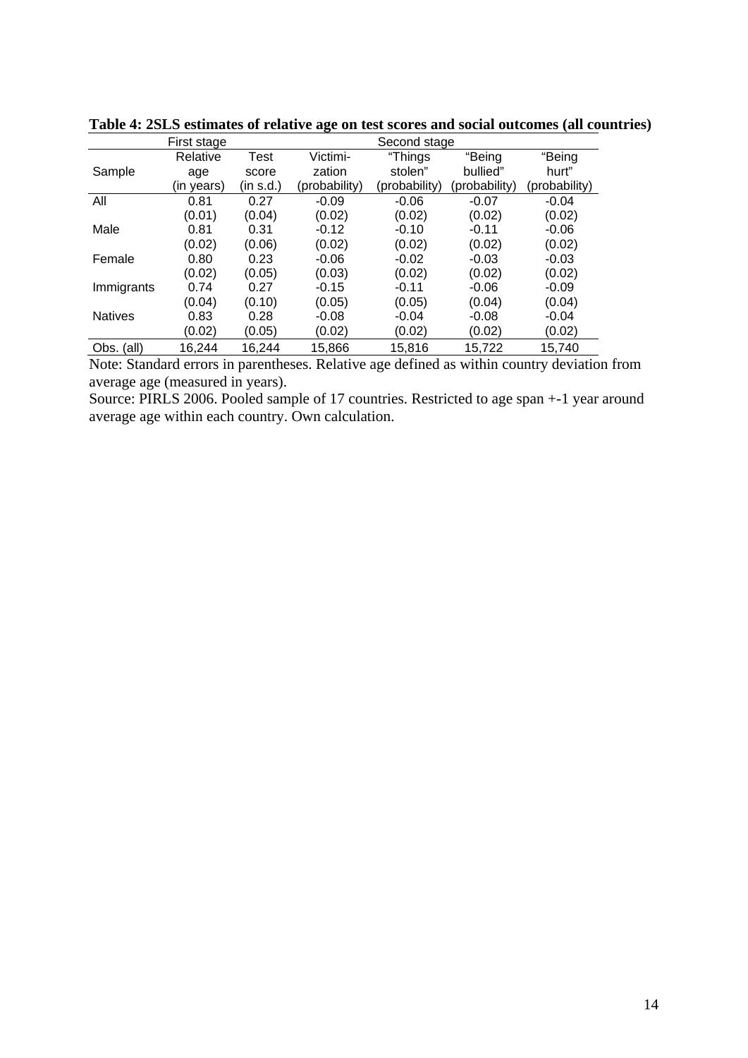**Table 4: 2SLS estimates of relative age on test scores and social outcomes (all countries)**

| | First stage | Second stage | | | | |
|---|---|---|---|---|---|---|
| Sample | Relative age (in years) | Test score (in s.d.) | Victimi-zation (probability) | "Things stolen" (probability) | "Being bullied" (probability) | "Being hurt" (probability) |
| All | 0.81 | 0.27 | -0.09 | -0.06 | -0.07 | -0.04 |
| | (0.01) | (0.04) | (0.02) | (0.02) | (0.02) | (0.02) |
| Male | 0.81 | 0.31 | -0.12 | -0.10 | -0.11 | -0.06 |
| | (0.02) | (0.06) | (0.02) | (0.02) | (0.02) | (0.02) |
| Female | 0.80 | 0.23 | -0.06 | -0.02 | -0.03 | -0.03 |
| | (0.02) | (0.05) | (0.03) | (0.02) | (0.02) | (0.02) |
| Immigrants | 0.74 | 0.27 | -0.15 | -0.11 | -0.06 | -0.09 |
| | (0.04) | (0.10) | (0.05) | (0.05) | (0.04) | (0.04) |
| Natives | 0.83 | 0.28 | -0.08 | -0.04 | -0.08 | -0.04 |
| | (0.02) | (0.05) | (0.02) | (0.02) | (0.02) | (0.02) |
| Obs. (all) | 16,244 | 16,244 | 15,866 | 15,816 | 15,722 | 15,740 |

Note: Standard errors in parentheses. Relative age defined as within country deviation from average age (measured in years).

Source: PIRLS 2006. Pooled sample of 17 countries. Restricted to age span +-1 year around average age within each country. Own calculation.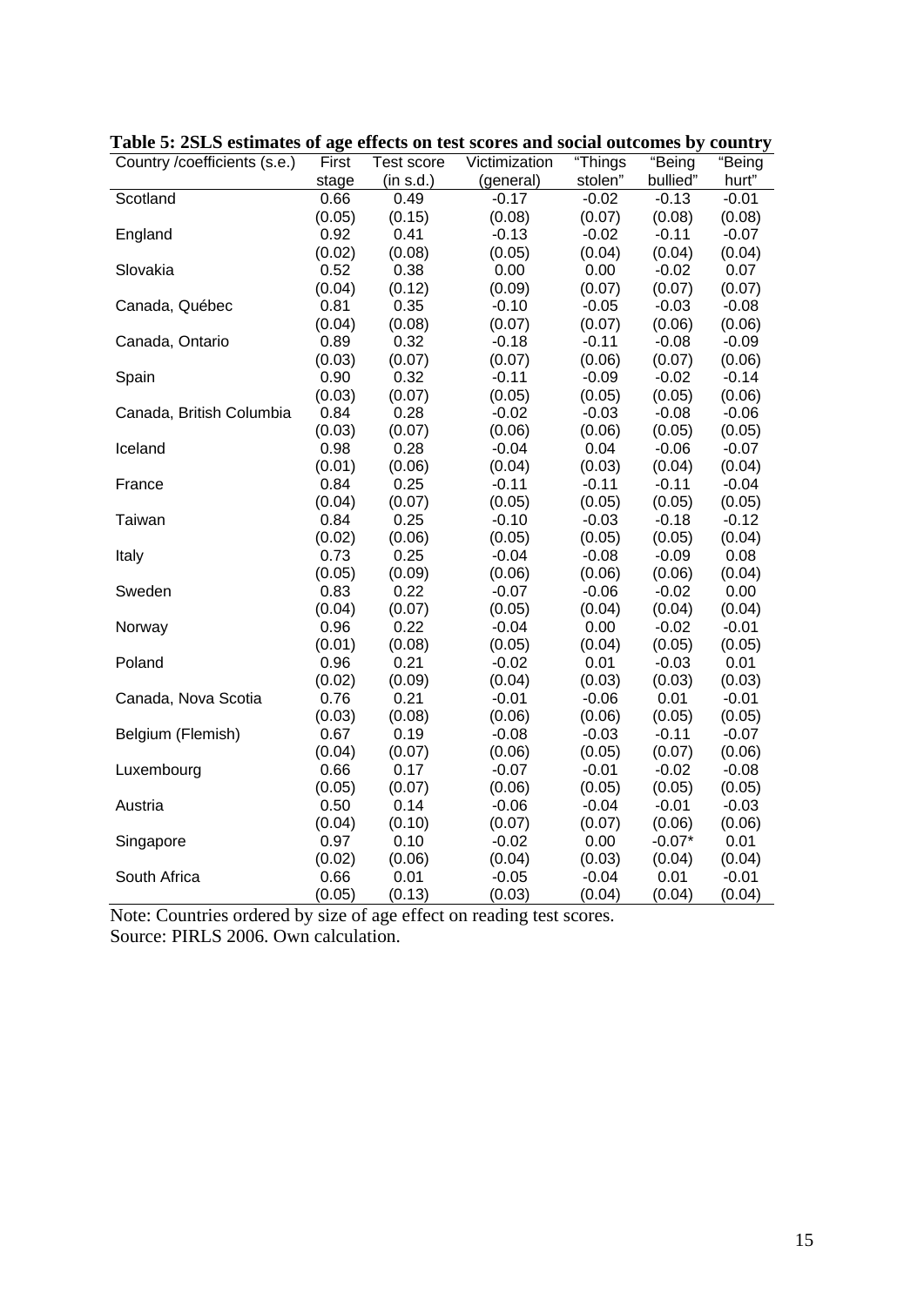**Table 5: 2SLS estimates of age effects on test scores and social outcomes by country**

| Country /coefficients (s.e.) | First stage | Test score (in s.d.) | Victimization (general) | "Things stolen" | "Being bullied" | "Being hurt" |
|---|---|---|---|---|---|---|
| Scotland | 0.66 | 0.49 | -0.17 | -0.02 | -0.13 | -0.01 |
| | (0.05) | (0.15) | (0.08) | (0.07) | (0.08) | (0.08) |
| England | 0.92 | 0.41 | -0.13 | -0.02 | -0.11 | -0.07 |
| | (0.02) | (0.08) | (0.05) | (0.04) | (0.04) | (0.04) |
| Slovakia | 0.52 | 0.38 | 0.00 | 0.00 | -0.02 | 0.07 |
| | (0.04) | (0.12) | (0.09) | (0.07) | (0.07) | (0.07) |
| Canada, Québec | 0.81 | 0.35 | -0.10 | -0.05 | -0.03 | -0.08 |
| | (0.04) | (0.08) | (0.07) | (0.07) | (0.06) | (0.06) |
| Canada, Ontario | 0.89 | 0.32 | -0.18 | -0.11 | -0.08 | -0.09 |
| | (0.03) | (0.07) | (0.07) | (0.06) | (0.07) | (0.06) |
| Spain | 0.90 | 0.32 | -0.11 | -0.09 | -0.02 | -0.14 |
| | (0.03) | (0.07) | (0.05) | (0.05) | (0.05) | (0.06) |
| Canada, British Columbia | 0.84 | 0.28 | -0.02 | -0.03 | -0.08 | -0.06 |
| | (0.03) | (0.07) | (0.06) | (0.06) | (0.05) | (0.05) |
| Iceland | 0.98 | 0.28 | -0.04 | 0.04 | -0.06 | -0.07 |
| | (0.01) | (0.06) | (0.04) | (0.03) | (0.04) | (0.04) |
| France | 0.84 | 0.25 | -0.11 | -0.11 | -0.11 | -0.04 |
| | (0.04) | (0.07) | (0.05) | (0.05) | (0.05) | (0.05) |
| Taiwan | 0.84 | 0.25 | -0.10 | -0.03 | -0.18 | -0.12 |
| | (0.02) | (0.06) | (0.05) | (0.05) | (0.05) | (0.04) |
| Italy | 0.73 | 0.25 | -0.04 | -0.08 | -0.09 | 0.08 |
| | (0.05) | (0.09) | (0.06) | (0.06) | (0.06) | (0.04) |
| Sweden | 0.83 | 0.22 | -0.07 | -0.06 | -0.02 | 0.00 |
| | (0.04) | (0.07) | (0.05) | (0.04) | (0.04) | (0.04) |
| Norway | 0.96 | 0.22 | -0.04 | 0.00 | -0.02 | -0.01 |
| | (0.01) | (0.08) | (0.05) | (0.04) | (0.05) | (0.05) |
| Poland | 0.96 | 0.21 | -0.02 | 0.01 | -0.03 | 0.01 |
| | (0.02) | (0.09) | (0.04) | (0.03) | (0.03) | (0.03) |
| Canada, Nova Scotia | 0.76 | 0.21 | -0.01 | -0.06 | 0.01 | -0.01 |
| | (0.03) | (0.08) | (0.06) | (0.06) | (0.05) | (0.05) |
| Belgium (Flemish) | 0.67 | 0.19 | -0.08 | -0.03 | -0.11 | -0.07 |
| | (0.04) | (0.07) | (0.06) | (0.05) | (0.07) | (0.06) |
| Luxembourg | 0.66 | 0.17 | -0.07 | -0.01 | -0.02 | -0.08 |
| | (0.05) | (0.07) | (0.06) | (0.05) | (0.05) | (0.05) |
| Austria | 0.50 | 0.14 | -0.06 | -0.04 | -0.01 | -0.03 |
| | (0.04) | (0.10) | (0.07) | (0.07) | (0.06) | (0.06) |
| Singapore | 0.97 | 0.10 | -0.02 | 0.00 | -0.07* | 0.01 |
| | (0.02) | (0.06) | (0.04) | (0.03) | (0.04) | (0.04) |
| South Africa | 0.66 | 0.01 | -0.05 | -0.04 | 0.01 | -0.01 |
| | (0.05) | (0.13) | (0.03) | (0.04) | (0.04) | (0.04) |

Note: Countries ordered by size of age effect on reading test scores.
Source: PIRLS 2006. Own calculation.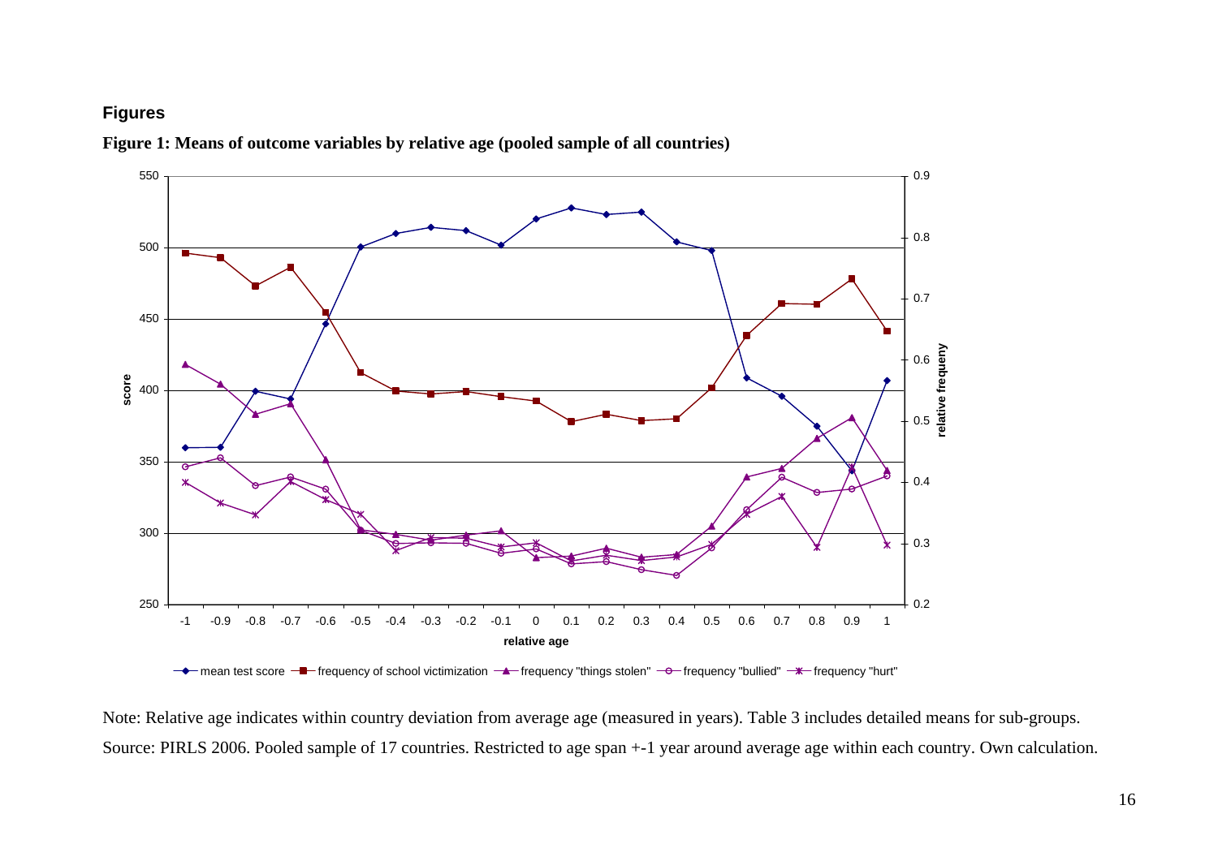## Figures

**Figure 1: Means of outcome variables by relative age (pooled sample of all countries)**

Note: Relative age indicates within country deviation from average age (measured in years). Table 3 includes detailed means for sub-groups.

Source: PIRLS 2006. Pooled sample of 17 countries. Restricted to age span +-1 year around average age within each country. Own calculation.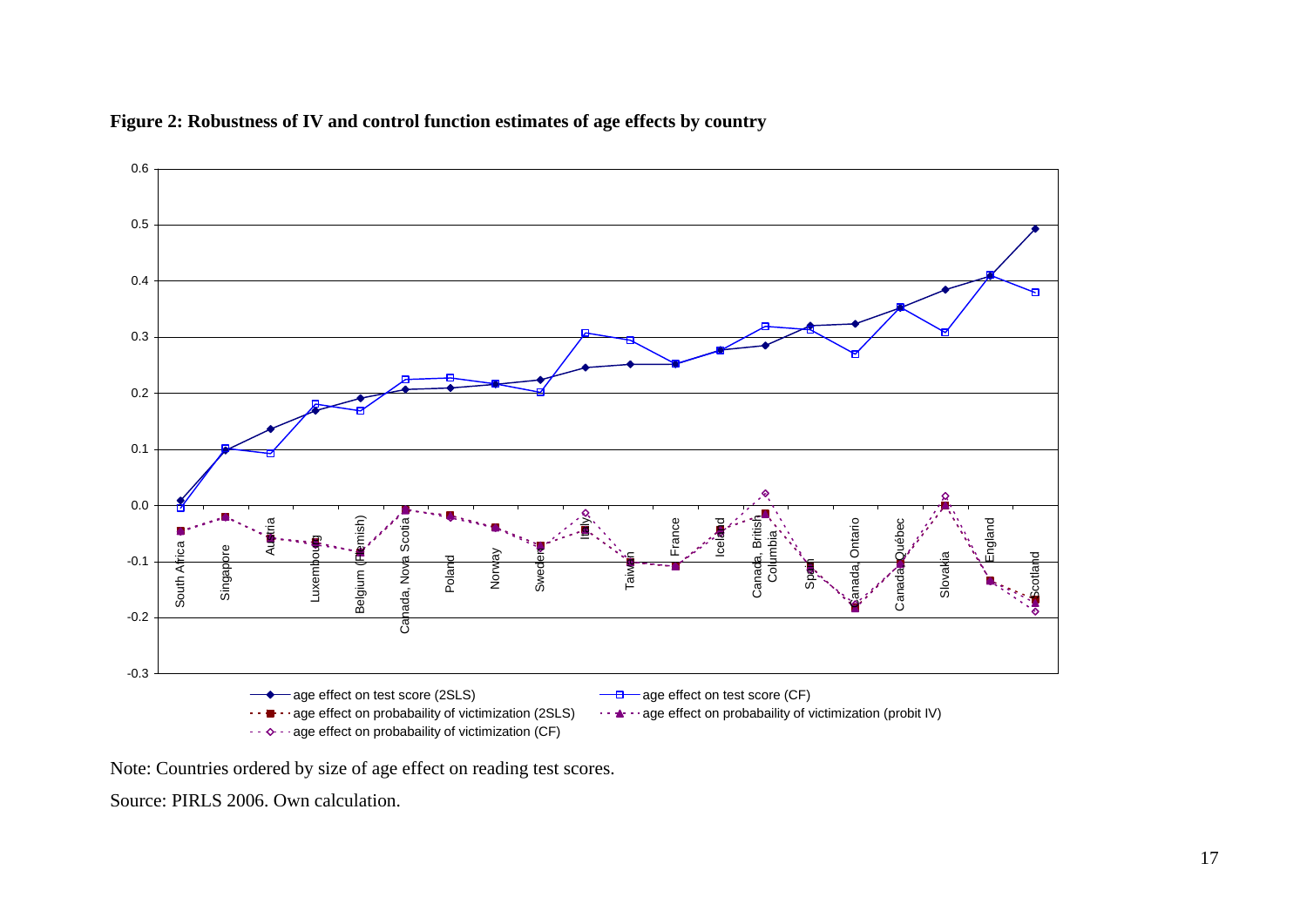**Figure 2: Robustness of IV and control function estimates of age effects by country**

0.6
0.5
0.4
0.3
0.2
0.1
0.0
-0.1
-0.2
-0.3

South Africa
Singapore
Austria
Luxembourg
Belgium (Flemish)
Canada, Nova Scotia
Poland
Norway
Sweden
Italy
Taiwan
France
Iceland
Canada, British Columbia
Spain
Canada, Ontario
Canada, Québec
Slovakia
England
Scotland

age effect on test score (2SLS)
age effect on test score (CF)
age effect on probabaility of victimization (2SLS)
age effect on probabaility of victimization (probit IV)
age effect on probabaility of victimization (CF)

Note: Countries ordered by size of age effect on reading test scores.

Source: PIRLS 2006. Own calculation.